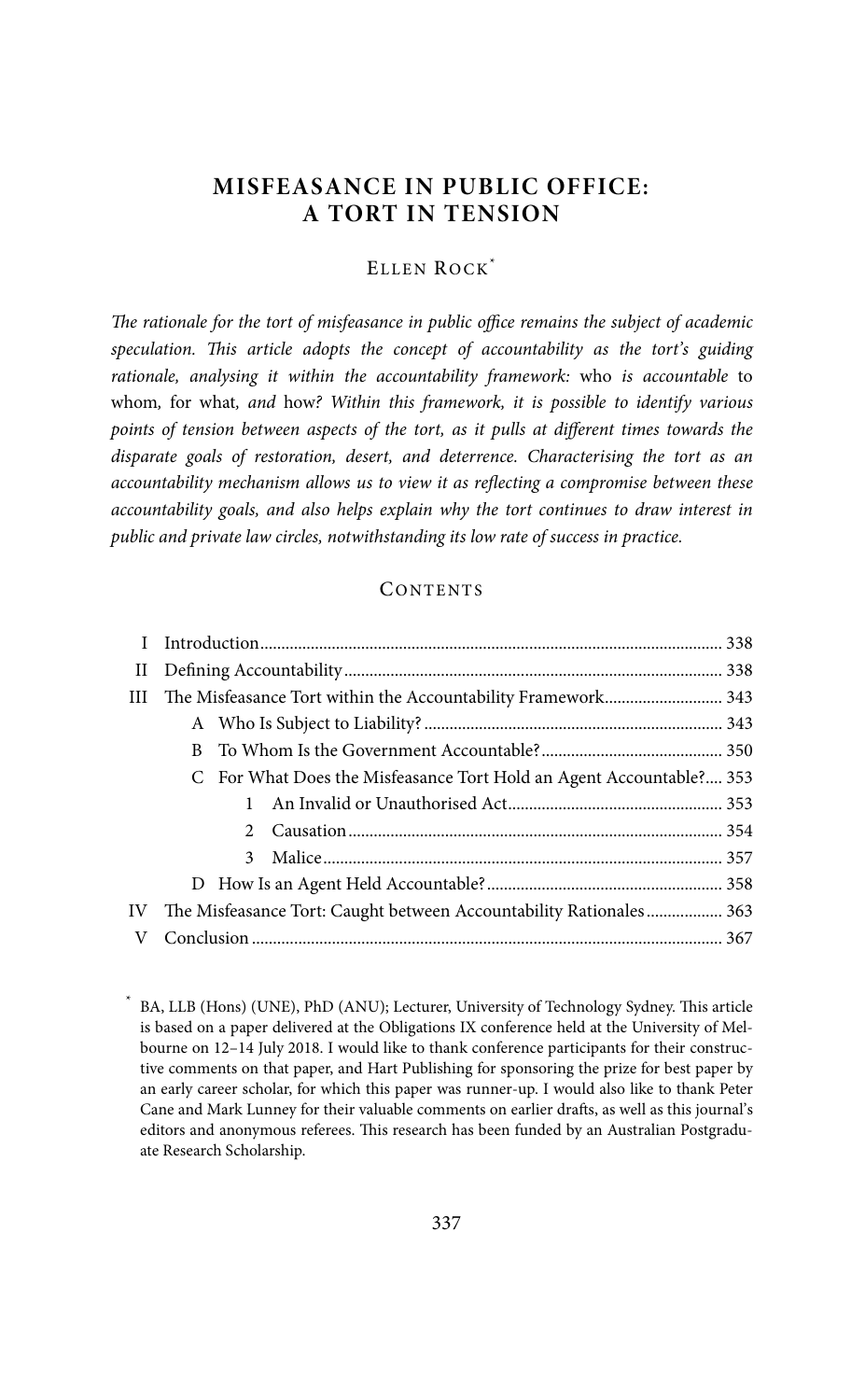# MISFEASANCE IN PUBLIC OFFICE: A TORT IN TENSION

ELLEN ROCK[*]

*The rationale for the tort of misfeasance in public office remains the subject of academic speculation. This article adopts the concept of accountability as the tort's guiding rationale, analysing it within the accountability framework:* who *is accountable* to whom, *for* what, *and* how? *Within this framework, it is possible to identify various points of tension between aspects of the tort, as it pulls at different times towards the disparate goals of restoration, desert, and deterrence. Characterising the tort as an accountability mechanism allows us to view it as reflecting a compromise between these accountability goals, and also helps explain why the tort continues to draw interest in public and private law circles, notwithstanding its low rate of success in practice.*

## CONTENTS

- I Introduction ..... 338
- II Defining Accountability ..... 338
- III The Misfeasance Tort within the Accountability Framework ..... 343
  - A Who Is Subject to Liability? ..... 343
  - B To Whom Is the Government Accountable? ..... 350
  - C For What Does the Misfeasance Tort Hold an Agent Accountable? ..... 353
    - 1 An Invalid or Unauthorised Act ..... 353
    - 2 Causation ..... 354
    - 3 Malice ..... 357
  - D How Is an Agent Held Accountable? ..... 358
- IV The Misfeasance Tort: Caught between Accountability Rationales ..... 363
- V Conclusion ..... 367

[*] BA, LLB (Hons) (UNE), PhD (ANU); Lecturer, University of Technology Sydney. This article is based on a paper delivered at the Obligations IX conference held at the University of Melbourne on 12–14 July 2018. I would like to thank conference participants for their constructive comments on that paper, and Hart Publishing for sponsoring the prize for best paper by an early career scholar, for which this paper was runner-up. I would also like to thank Peter Cane and Mark Lunney for their valuable comments on earlier drafts, as well as this journal's editors and anonymous referees. This research has been funded by an Australian Postgraduate Research Scholarship.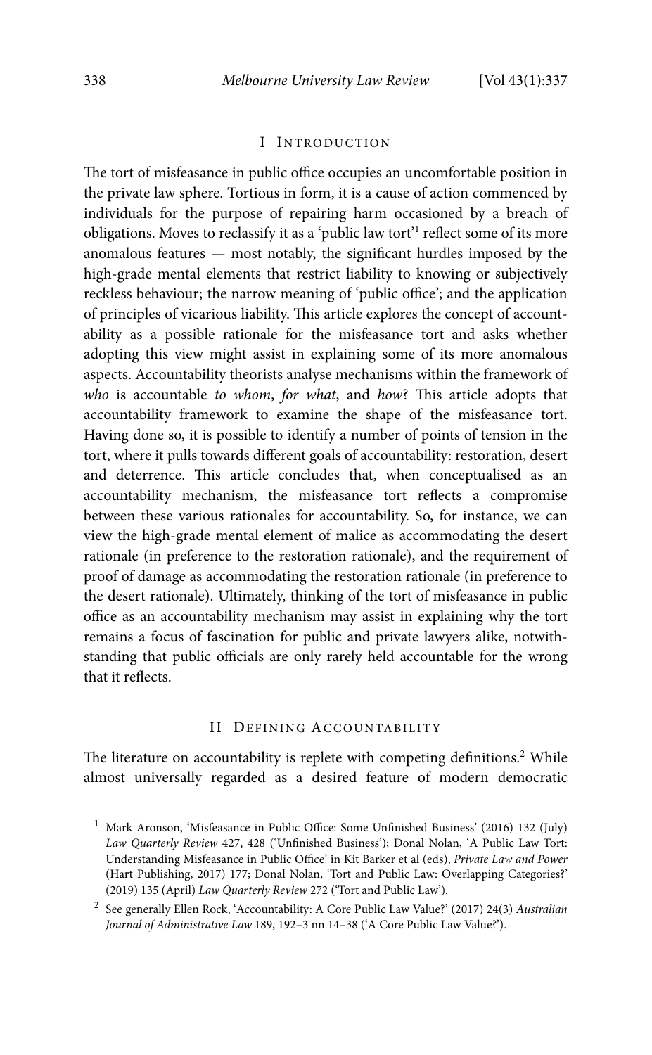## I Introduction

The tort of misfeasance in public office occupies an uncomfortable position in the private law sphere. Tortious in form, it is a cause of action commenced by individuals for the purpose of repairing harm occasioned by a breach of obligations. Moves to reclassify it as a 'public law tort'[1] reflect some of its more anomalous features — most notably, the significant hurdles imposed by the high-grade mental elements that restrict liability to knowing or subjectively reckless behaviour; the narrow meaning of 'public office'; and the application of principles of vicarious liability. This article explores the concept of accountability as a possible rationale for the misfeasance tort and asks whether adopting this view might assist in explaining some of its more anomalous aspects. Accountability theorists analyse mechanisms within the framework of *who* is accountable *to whom*, *for what*, and *how*? This article adopts that accountability framework to examine the shape of the misfeasance tort. Having done so, it is possible to identify a number of points of tension in the tort, where it pulls towards different goals of accountability: restoration, desert and deterrence. This article concludes that, when conceptualised as an accountability mechanism, the misfeasance tort reflects a compromise between these various rationales for accountability. So, for instance, we can view the high-grade mental element of malice as accommodating the desert rationale (in preference to the restoration rationale), and the requirement of proof of damage as accommodating the restoration rationale (in preference to the desert rationale). Ultimately, thinking of the tort of misfeasance in public office as an accountability mechanism may assist in explaining why the tort remains a focus of fascination for public and private lawyers alike, notwithstanding that public officials are only rarely held accountable for the wrong that it reflects.

## II Defining Accountability

The literature on accountability is replete with competing definitions.[2] While almost universally regarded as a desired feature of modern democratic

---

[1] Mark Aronson, 'Misfeasance in Public Office: Some Unfinished Business' (2016) 132 (July) *Law Quarterly Review* 427, 428 ('Unfinished Business'); Donal Nolan, 'A Public Law Tort: Understanding Misfeasance in Public Office' in Kit Barker et al (eds), *Private Law and Power* (Hart Publishing, 2017) 177; Donal Nolan, 'Tort and Public Law: Overlapping Categories?' (2019) 135 (April) *Law Quarterly Review* 272 ('Tort and Public Law').

[2] See generally Ellen Rock, 'Accountability: A Core Public Law Value?' (2017) 24(3) *Australian Journal of Administrative Law* 189, 192–3 nn 14–38 ('A Core Public Law Value?').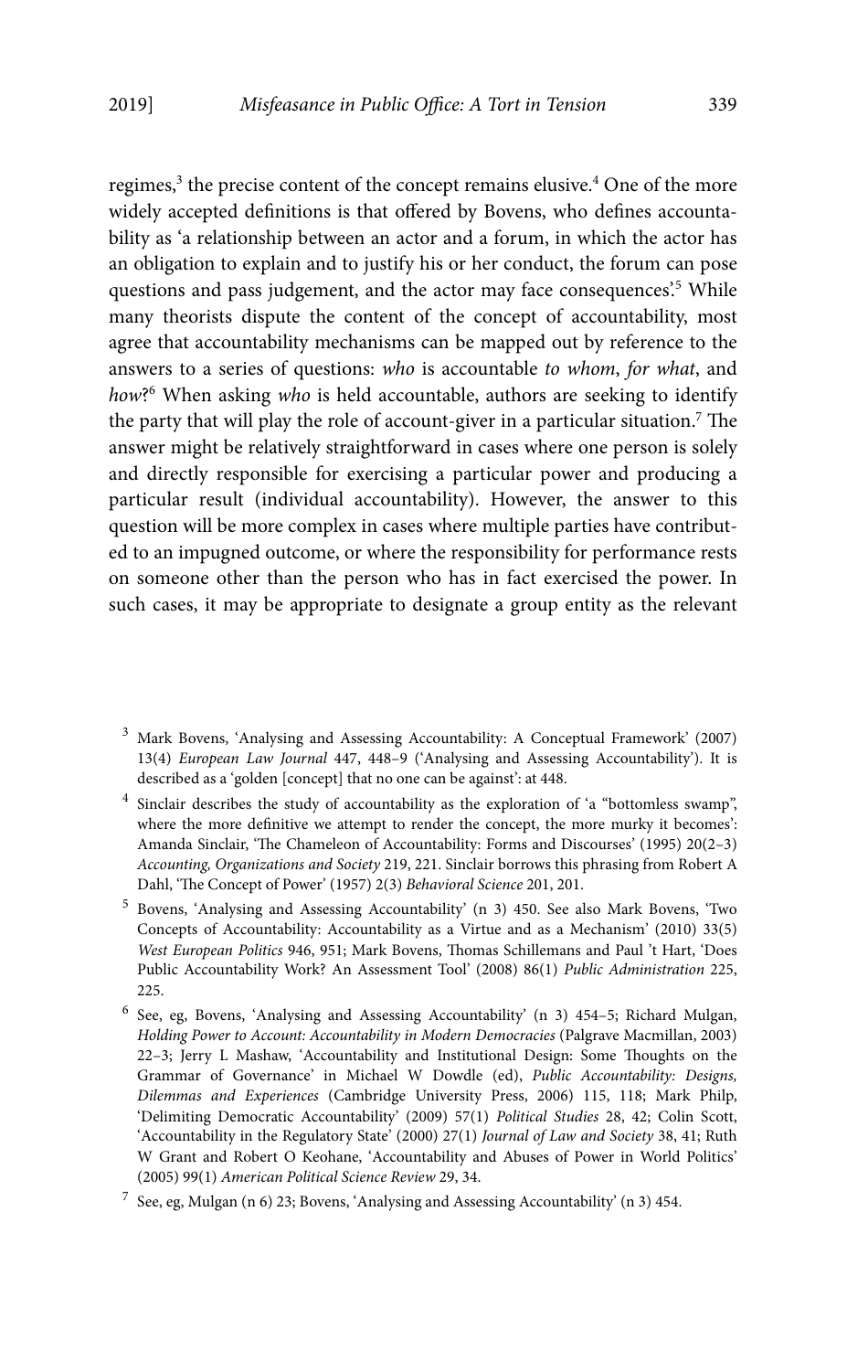regimes,[3] the precise content of the concept remains elusive.[4] One of the more widely accepted definitions is that offered by Bovens, who defines accountability as 'a relationship between an actor and a forum, in which the actor has an obligation to explain and to justify his or her conduct, the forum can pose questions and pass judgement, and the actor may face consequences'.[5] While many theorists dispute the content of the concept of accountability, most agree that accountability mechanisms can be mapped out by reference to the answers to a series of questions: *who* is accountable *to whom*, *for what*, and *how*?[6] When asking *who* is held accountable, authors are seeking to identify the party that will play the role of account-giver in a particular situation.[7] The answer might be relatively straightforward in cases where one person is solely and directly responsible for exercising a particular power and producing a particular result (individual accountability). However, the answer to this question will be more complex in cases where multiple parties have contributed to an impugned outcome, or where the responsibility for performance rests on someone other than the person who has in fact exercised the power. In such cases, it may be appropriate to designate a group entity as the relevant

[3] Mark Bovens, 'Analysing and Assessing Accountability: A Conceptual Framework' (2007) 13(4) *European Law Journal* 447, 448–9 ('Analysing and Assessing Accountability'). It is described as a 'golden [concept] that no one can be against': at 448.

[4] Sinclair describes the study of accountability as the exploration of 'a "bottomless swamp", where the more definitive we attempt to render the concept, the more murky it becomes': Amanda Sinclair, 'The Chameleon of Accountability: Forms and Discourses' (1995) 20(2–3) *Accounting, Organizations and Society* 219, 221. Sinclair borrows this phrasing from Robert A Dahl, 'The Concept of Power' (1957) 2(3) *Behavioral Science* 201, 201.

[5] Bovens, 'Analysing and Assessing Accountability' (n 3) 450. See also Mark Bovens, 'Two Concepts of Accountability: Accountability as a Virtue and as a Mechanism' (2010) 33(5) *West European Politics* 946, 951; Mark Bovens, Thomas Schillemans and Paul 't Hart, 'Does Public Accountability Work? An Assessment Tool' (2008) 86(1) *Public Administration* 225, 225.

[6] See, eg, Bovens, 'Analysing and Assessing Accountability' (n 3) 454–5; Richard Mulgan, *Holding Power to Account: Accountability in Modern Democracies* (Palgrave Macmillan, 2003) 22–3; Jerry L Mashaw, 'Accountability and Institutional Design: Some Thoughts on the Grammar of Governance' in Michael W Dowdle (ed), *Public Accountability: Designs, Dilemmas and Experiences* (Cambridge University Press, 2006) 115, 118; Mark Philp, 'Delimiting Democratic Accountability' (2009) 57(1) *Political Studies* 28, 42; Colin Scott, 'Accountability in the Regulatory State' (2000) 27(1) *Journal of Law and Society* 38, 41; Ruth W Grant and Robert O Keohane, 'Accountability and Abuses of Power in World Politics' (2005) 99(1) *American Political Science Review* 29, 34.

[7] See, eg, Mulgan (n 6) 23; Bovens, 'Analysing and Assessing Accountability' (n 3) 454.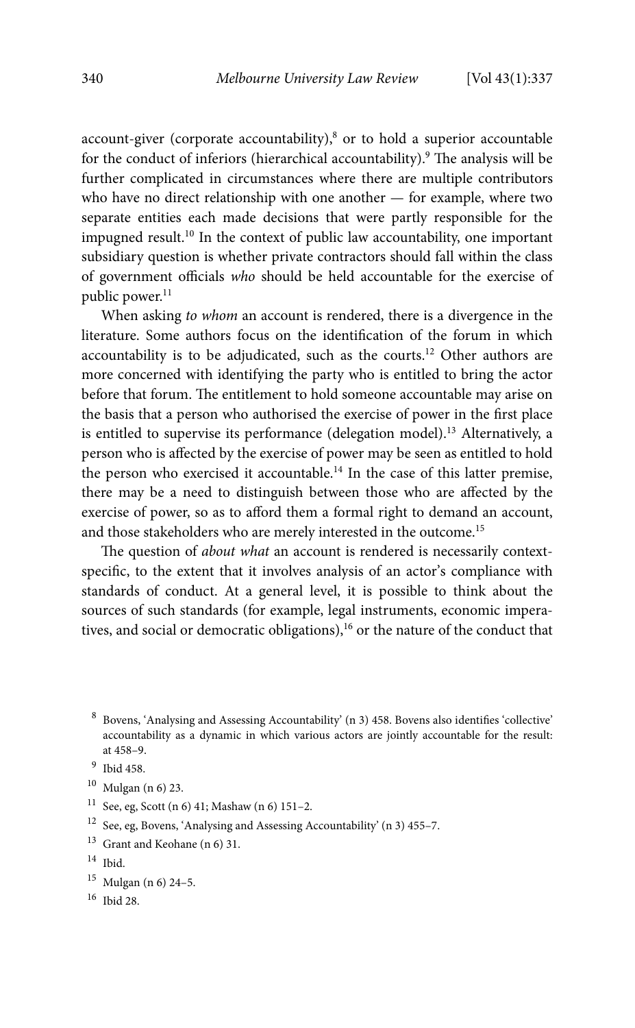account-giver (corporate accountability),[8] or to hold a superior accountable for the conduct of inferiors (hierarchical accountability).[9] The analysis will be further complicated in circumstances where there are multiple contributors who have no direct relationship with one another — for example, where two separate entities each made decisions that were partly responsible for the impugned result.[10] In the context of public law accountability, one important subsidiary question is whether private contractors should fall within the class of government officials *who* should be held accountable for the exercise of public power.[11]

When asking *to whom* an account is rendered, there is a divergence in the literature. Some authors focus on the identification of the forum in which accountability is to be adjudicated, such as the courts.[12] Other authors are more concerned with identifying the party who is entitled to bring the actor before that forum. The entitlement to hold someone accountable may arise on the basis that a person who authorised the exercise of power in the first place is entitled to supervise its performance (delegation model).[13] Alternatively, a person who is affected by the exercise of power may be seen as entitled to hold the person who exercised it accountable.[14] In the case of this latter premise, there may be a need to distinguish between those who are affected by the exercise of power, so as to afford them a formal right to demand an account, and those stakeholders who are merely interested in the outcome.[15]

The question of *about what* an account is rendered is necessarily context-specific, to the extent that it involves analysis of an actor's compliance with standards of conduct. At a general level, it is possible to think about the sources of such standards (for example, legal instruments, economic imperatives, and social or democratic obligations),[16] or the nature of the conduct that

---

[8] Bovens, 'Analysing and Assessing Accountability' (n 3) 458. Bovens also identifies 'collective' accountability as a dynamic in which various actors are jointly accountable for the result: at 458–9.

[9] Ibid 458.

[10] Mulgan (n 6) 23.

[11] See, eg, Scott (n 6) 41; Mashaw (n 6) 151–2.

[12] See, eg, Bovens, 'Analysing and Assessing Accountability' (n 3) 455–7.

[13] Grant and Keohane (n 6) 31.

[14] Ibid.

[15] Mulgan (n 6) 24–5.

[16] Ibid 28.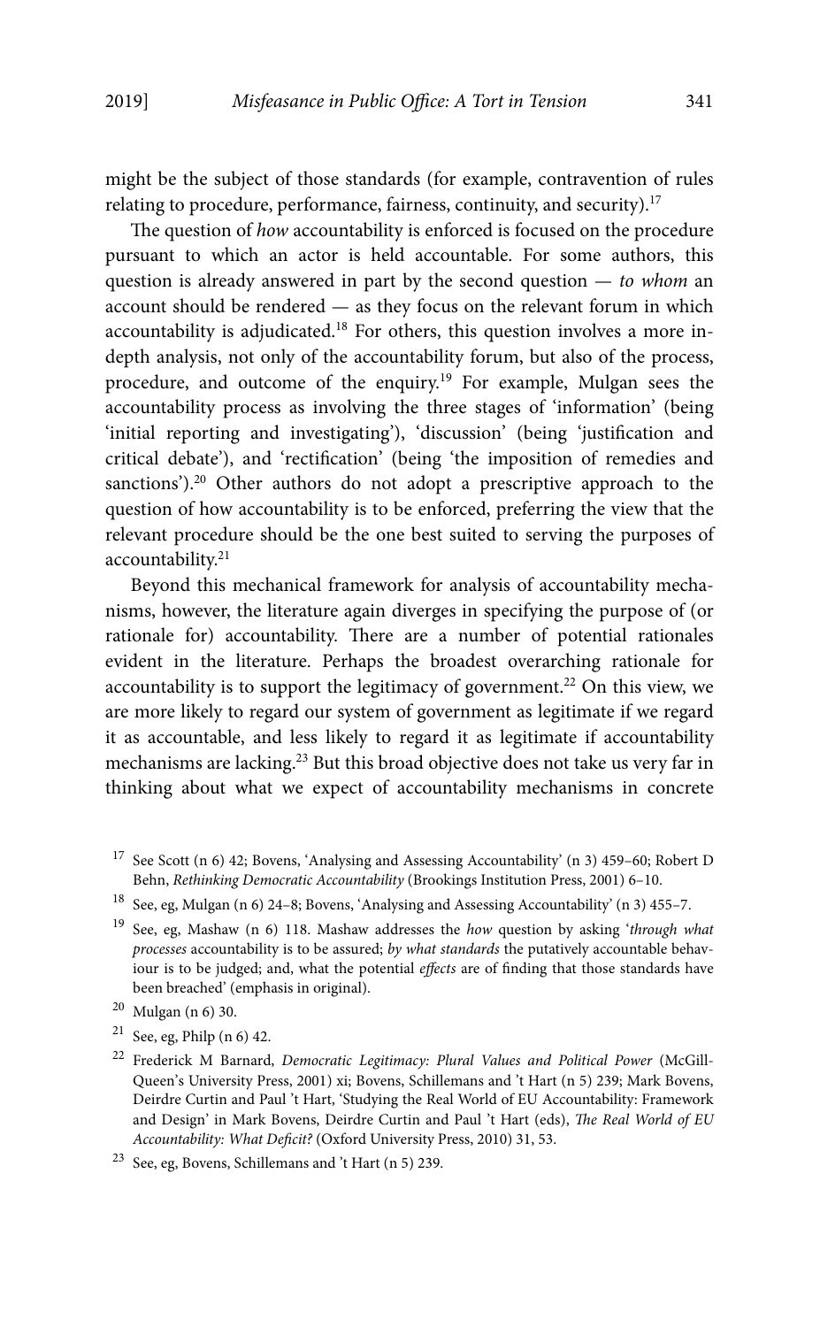might be the subject of those standards (for example, contravention of rules relating to procedure, performance, fairness, continuity, and security).[17]

The question of *how* accountability is enforced is focused on the procedure pursuant to which an actor is held accountable. For some authors, this question is already answered in part by the second question — *to whom* an account should be rendered — as they focus on the relevant forum in which accountability is adjudicated.[18] For others, this question involves a more in-depth analysis, not only of the accountability forum, but also of the process, procedure, and outcome of the enquiry.[19] For example, Mulgan sees the accountability process as involving the three stages of 'information' (being 'initial reporting and investigating'), 'discussion' (being 'justification and critical debate'), and 'rectification' (being 'the imposition of remedies and sanctions').[20] Other authors do not adopt a prescriptive approach to the question of how accountability is to be enforced, preferring the view that the relevant procedure should be the one best suited to serving the purposes of accountability.[21]

Beyond this mechanical framework for analysis of accountability mechanisms, however, the literature again diverges in specifying the purpose of (or rationale for) accountability. There are a number of potential rationales evident in the literature. Perhaps the broadest overarching rationale for accountability is to support the legitimacy of government.[22] On this view, we are more likely to regard our system of government as legitimate if we regard it as accountable, and less likely to regard it as legitimate if accountability mechanisms are lacking.[23] But this broad objective does not take us very far in thinking about what we expect of accountability mechanisms in concrete

[17] See Scott (n 6) 42; Bovens, 'Analysing and Assessing Accountability' (n 3) 459–60; Robert D Behn, *Rethinking Democratic Accountability* (Brookings Institution Press, 2001) 6–10.

[18] See, eg, Mulgan (n 6) 24–8; Bovens, 'Analysing and Assessing Accountability' (n 3) 455–7.

[19] See, eg, Mashaw (n 6) 118. Mashaw addresses the *how* question by asking '*through what processes* accountability is to be assured; *by what standards* the putatively accountable behaviour is to be judged; and, what the potential *effects* are of finding that those standards have been breached' (emphasis in original).

[20] Mulgan (n 6) 30.

[21] See, eg, Philp (n 6) 42.

[22] Frederick M Barnard, *Democratic Legitimacy: Plural Values and Political Power* (McGill-Queen's University Press, 2001) xi; Bovens, Schillemans and 't Hart (n 5) 239; Mark Bovens, Deirdre Curtin and Paul 't Hart, 'Studying the Real World of EU Accountability: Framework and Design' in Mark Bovens, Deirdre Curtin and Paul 't Hart (eds), *The Real World of EU Accountability: What Deficit?* (Oxford University Press, 2010) 31, 53.

[23] See, eg, Bovens, Schillemans and 't Hart (n 5) 239.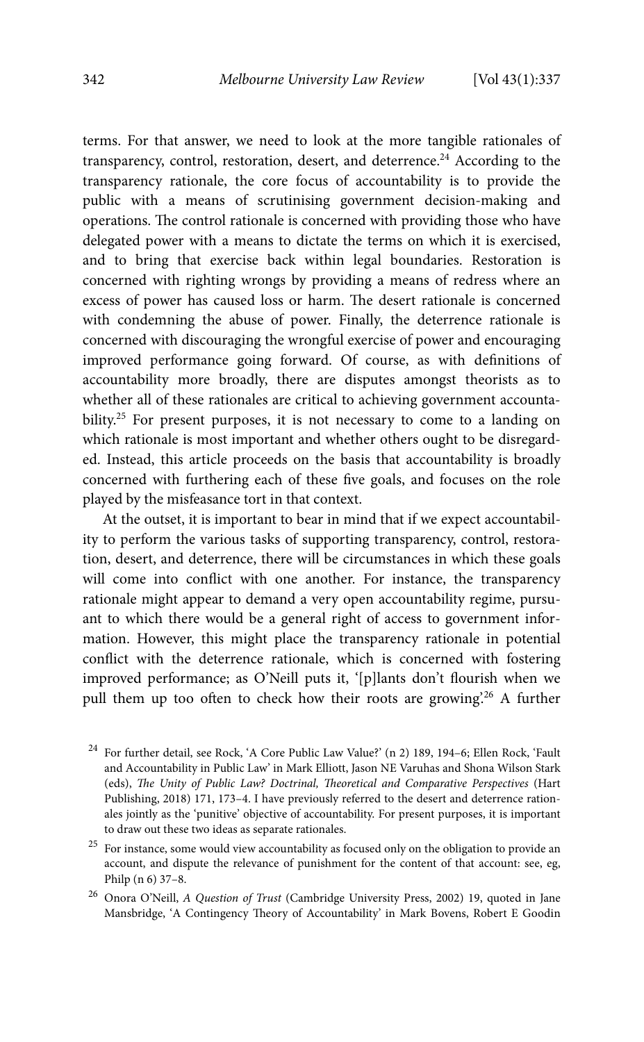terms. For that answer, we need to look at the more tangible rationales of transparency, control, restoration, desert, and deterrence.[24] According to the transparency rationale, the core focus of accountability is to provide the public with a means of scrutinising government decision-making and operations. The control rationale is concerned with providing those who have delegated power with a means to dictate the terms on which it is exercised, and to bring that exercise back within legal boundaries. Restoration is concerned with righting wrongs by providing a means of redress where an excess of power has caused loss or harm. The desert rationale is concerned with condemning the abuse of power. Finally, the deterrence rationale is concerned with discouraging the wrongful exercise of power and encouraging improved performance going forward. Of course, as with definitions of accountability more broadly, there are disputes amongst theorists as to whether all of these rationales are critical to achieving government accountability.[25] For present purposes, it is not necessary to come to a landing on which rationale is most important and whether others ought to be disregarded. Instead, this article proceeds on the basis that accountability is broadly concerned with furthering each of these five goals, and focuses on the role played by the misfeasance tort in that context.

At the outset, it is important to bear in mind that if we expect accountability to perform the various tasks of supporting transparency, control, restoration, desert, and deterrence, there will be circumstances in which these goals will come into conflict with one another. For instance, the transparency rationale might appear to demand a very open accountability regime, pursuant to which there would be a general right of access to government information. However, this might place the transparency rationale in potential conflict with the deterrence rationale, which is concerned with fostering improved performance; as O'Neill puts it, '[p]lants don't flourish when we pull them up too often to check how their roots are growing'.[26] A further

---

[24] For further detail, see Rock, 'A Core Public Law Value?' (n 2) 189, 194–6; Ellen Rock, 'Fault and Accountability in Public Law' in Mark Elliott, Jason NE Varuhas and Shona Wilson Stark (eds), *The Unity of Public Law? Doctrinal, Theoretical and Comparative Perspectives* (Hart Publishing, 2018) 171, 173–4. I have previously referred to the desert and deterrence rationales jointly as the 'punitive' objective of accountability. For present purposes, it is important to draw out these two ideas as separate rationales.

[25] For instance, some would view accountability as focused only on the obligation to provide an account, and dispute the relevance of punishment for the content of that account: see, eg, Philp (n 6) 37–8.

[26] Onora O'Neill, *A Question of Trust* (Cambridge University Press, 2002) 19, quoted in Jane Mansbridge, 'A Contingency Theory of Accountability' in Mark Bovens, Robert E Goodin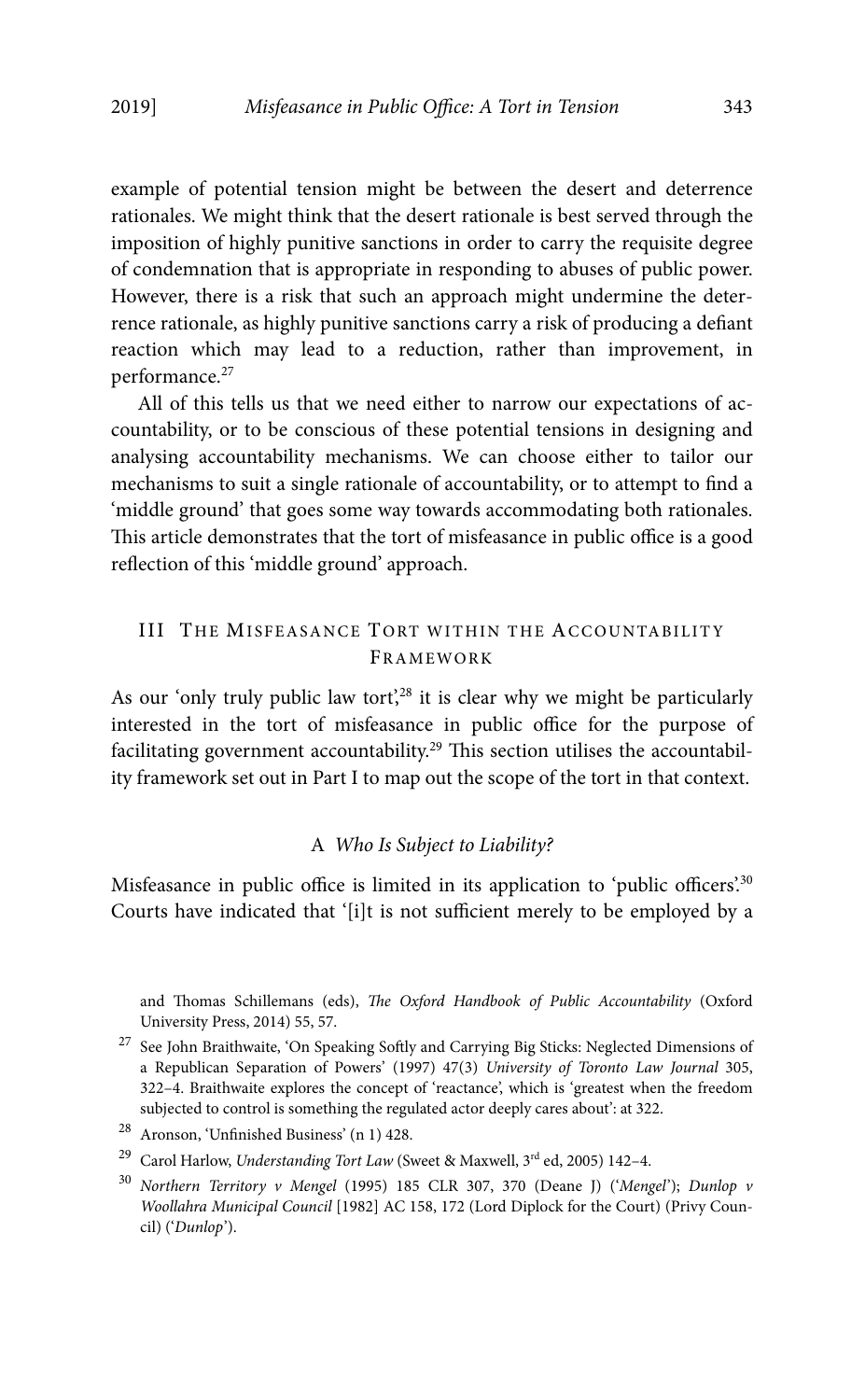example of potential tension might be between the desert and deterrence rationales. We might think that the desert rationale is best served through the imposition of highly punitive sanctions in order to carry the requisite degree of condemnation that is appropriate in responding to abuses of public power. However, there is a risk that such an approach might undermine the deterrence rationale, as highly punitive sanctions carry a risk of producing a defiant reaction which may lead to a reduction, rather than improvement, in performance.[27]

All of this tells us that we need either to narrow our expectations of accountability, or to be conscious of these potential tensions in designing and analysing accountability mechanisms. We can choose either to tailor our mechanisms to suit a single rationale of accountability, or to attempt to find a 'middle ground' that goes some way towards accommodating both rationales. This article demonstrates that the tort of misfeasance in public office is a good reflection of this 'middle ground' approach.

## III The Misfeasance Tort within the Accountability Framework

As our 'only truly public law tort',[28] it is clear why we might be particularly interested in the tort of misfeasance in public office for the purpose of facilitating government accountability.[29] This section utilises the accountability framework set out in Part I to map out the scope of the tort in that context.

### A *Who Is Subject to Liability?*

Misfeasance in public office is limited in its application to 'public officers'.[30] Courts have indicated that '[i]t is not sufficient merely to be employed by a

---

and Thomas Schillemans (eds), *The Oxford Handbook of Public Accountability* (Oxford University Press, 2014) 55, 57.

[27] See John Braithwaite, 'On Speaking Softly and Carrying Big Sticks: Neglected Dimensions of a Republican Separation of Powers' (1997) 47(3) *University of Toronto Law Journal* 305, 322–4. Braithwaite explores the concept of 'reactance', which is 'greatest when the freedom subjected to control is something the regulated actor deeply cares about': at 322.

[28] Aronson, 'Unfinished Business' (n 1) 428.

[29] Carol Harlow, *Understanding Tort Law* (Sweet & Maxwell, 3rd ed, 2005) 142–4.

[30] *Northern Territory v Mengel* (1995) 185 CLR 307, 370 (Deane J) ('*Mengel*'); *Dunlop v Woollahra Municipal Council* [1982] AC 158, 172 (Lord Diplock for the Court) (Privy Council) ('*Dunlop*').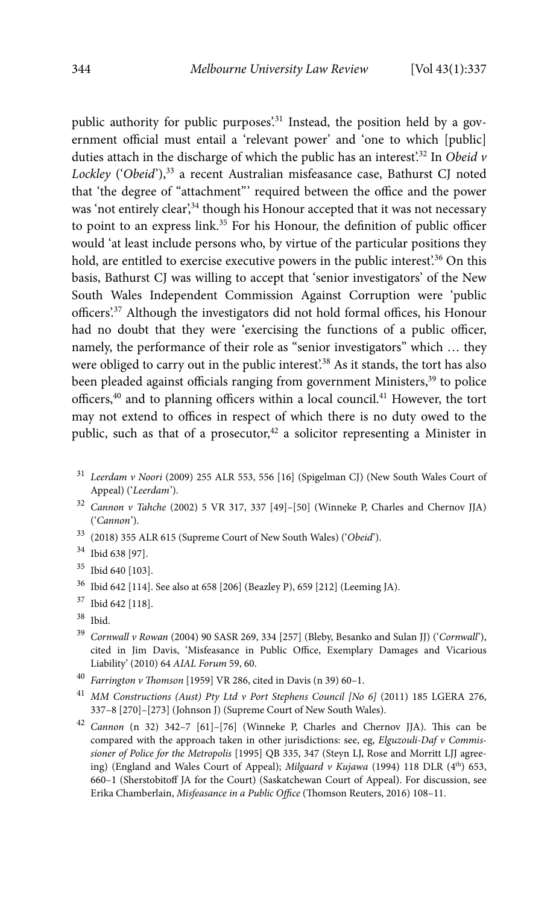public authority for public purposes'.[31] Instead, the position held by a government official must entail a 'relevant power' and 'one to which [public] duties attach in the discharge of which the public has an interest'.[32] In *Obeid v Lockley* ('*Obeid*'),[33] a recent Australian misfeasance case, Bathurst CJ noted that 'the degree of "attachment"' required between the office and the power was 'not entirely clear',[34] though his Honour accepted that it was not necessary to point to an express link.[35] For his Honour, the definition of public officer would 'at least include persons who, by virtue of the particular positions they hold, are entitled to exercise executive powers in the public interest'.[36] On this basis, Bathurst CJ was willing to accept that 'senior investigators' of the New South Wales Independent Commission Against Corruption were 'public officers'.[37] Although the investigators did not hold formal offices, his Honour had no doubt that they were 'exercising the functions of a public officer, namely, the performance of their role as "senior investigators" which … they were obliged to carry out in the public interest'.[38] As it stands, the tort has also been pleaded against officials ranging from government Ministers,[39] to police officers,[40] and to planning officers within a local council.[41] However, the tort may not extend to offices in respect of which there is no duty owed to the public, such as that of a prosecutor,[42] a solicitor representing a Minister in

[31] *Leerdam v Noori* (2009) 255 ALR 553, 556 [16] (Spigelman CJ) (New South Wales Court of Appeal) ('*Leerdam*').

[32] *Cannon v Tahche* (2002) 5 VR 317, 337 [49]–[50] (Winneke P, Charles and Chernov JJA) ('*Cannon*').

[33] (2018) 355 ALR 615 (Supreme Court of New South Wales) ('*Obeid*').

[34] Ibid 638 [97].

[35] Ibid 640 [103].

[36] Ibid 642 [114]. See also at 658 [206] (Beazley P), 659 [212] (Leeming JA).

[37] Ibid 642 [118].

[38] Ibid.

[39] *Cornwall v Rowan* (2004) 90 SASR 269, 334 [257] (Bleby, Besanko and Sulan JJ) ('*Cornwall*'), cited in Jim Davis, 'Misfeasance in Public Office, Exemplary Damages and Vicarious Liability' (2010) 64 *AIAL Forum* 59, 60.

[40] *Farrington v Thomson* [1959] VR 286, cited in Davis (n 39) 60–1.

[41] *MM Constructions (Aust) Pty Ltd v Port Stephens Council [No 6]* (2011) 185 LGERA 276, 337–8 [270]–[273] (Johnson J) (Supreme Court of New South Wales).

[42] *Cannon* (n 32) 342–7 [61]–[76] (Winneke P, Charles and Chernov JJA). This can be compared with the approach taken in other jurisdictions: see, eg, *Elguzouli-Daf v Commissioner of Police for the Metropolis* [1995] QB 335, 347 (Steyn LJ, Rose and Morritt LJJ agreeing) (England and Wales Court of Appeal); *Milgaard v Kujawa* (1994) 118 DLR (4th) 653, 660–1 (Sherstobitoff JA for the Court) (Saskatchewan Court of Appeal). For discussion, see Erika Chamberlain, *Misfeasance in a Public Office* (Thomson Reuters, 2016) 108–11.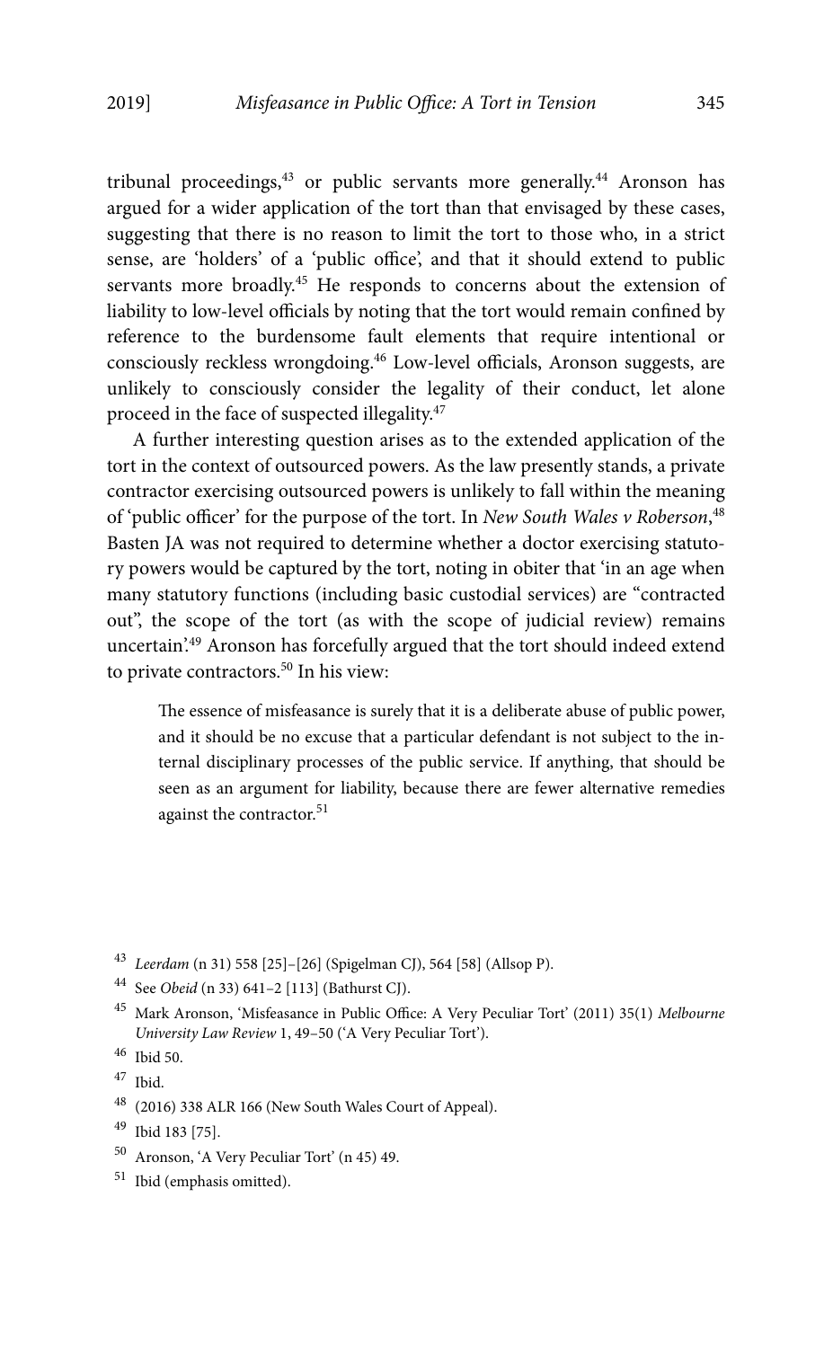tribunal proceedings,[43] or public servants more generally.[44] Aronson has argued for a wider application of the tort than that envisaged by these cases, suggesting that there is no reason to limit the tort to those who, in a strict sense, are 'holders' of a 'public office', and that it should extend to public servants more broadly.[45] He responds to concerns about the extension of liability to low-level officials by noting that the tort would remain confined by reference to the burdensome fault elements that require intentional or consciously reckless wrongdoing.[46] Low-level officials, Aronson suggests, are unlikely to consciously consider the legality of their conduct, let alone proceed in the face of suspected illegality.[47]

A further interesting question arises as to the extended application of the tort in the context of outsourced powers. As the law presently stands, a private contractor exercising outsourced powers is unlikely to fall within the meaning of 'public officer' for the purpose of the tort. In *New South Wales v Roberson*,[48] Basten JA was not required to determine whether a doctor exercising statutory powers would be captured by the tort, noting in obiter that 'in an age when many statutory functions (including basic custodial services) are "contracted out", the scope of the tort (as with the scope of judicial review) remains uncertain'.[49] Aronson has forcefully argued that the tort should indeed extend to private contractors.[50] In his view:

> The essence of misfeasance is surely that it is a deliberate abuse of public power, and it should be no excuse that a particular defendant is not subject to the internal disciplinary processes of the public service. If anything, that should be seen as an argument for liability, because there are fewer alternative remedies against the contractor.[51]

---

[43] *Leerdam* (n 31) 558 [25]–[26] (Spigelman CJ), 564 [58] (Allsop P).

[44] See *Obeid* (n 33) 641–2 [113] (Bathurst CJ).

[45] Mark Aronson, 'Misfeasance in Public Office: A Very Peculiar Tort' (2011) 35(1) *Melbourne University Law Review* 1, 49–50 ('A Very Peculiar Tort').

[46] Ibid 50.

[47] Ibid.

[48] (2016) 338 ALR 166 (New South Wales Court of Appeal).

[49] Ibid 183 [75].

[50] Aronson, 'A Very Peculiar Tort' (n 45) 49.

[51] Ibid (emphasis omitted).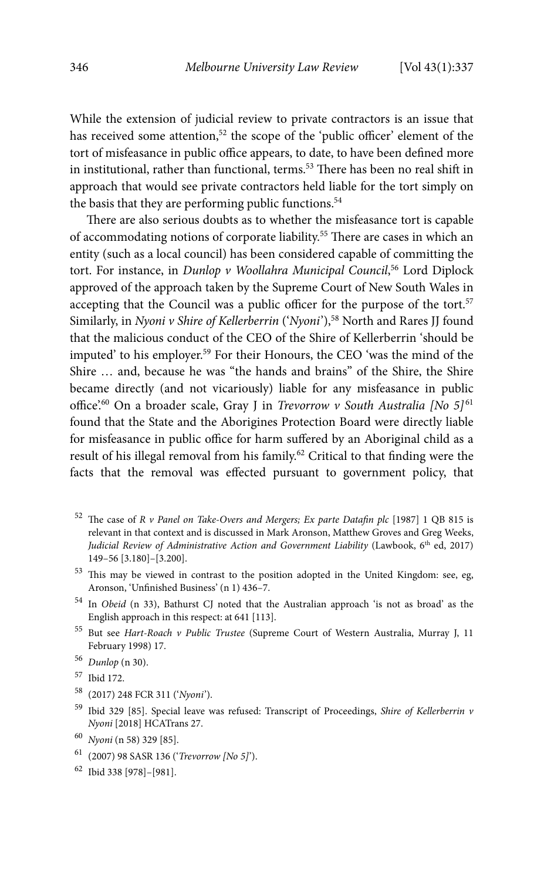While the extension of judicial review to private contractors is an issue that has received some attention,[52] the scope of the 'public officer' element of the tort of misfeasance in public office appears, to date, to have been defined more in institutional, rather than functional, terms.[53] There has been no real shift in approach that would see private contractors held liable for the tort simply on the basis that they are performing public functions.[54]

There are also serious doubts as to whether the misfeasance tort is capable of accommodating notions of corporate liability.[55] There are cases in which an entity (such as a local council) has been considered capable of committing the tort. For instance, in *Dunlop v Woollahra Municipal Council*,[56] Lord Diplock approved of the approach taken by the Supreme Court of New South Wales in accepting that the Council was a public officer for the purpose of the tort.[57] Similarly, in *Nyoni v Shire of Kellerberrin* ('*Nyoni*'),[58] North and Rares JJ found that the malicious conduct of the CEO of the Shire of Kellerberrin 'should be imputed' to his employer.[59] For their Honours, the CEO 'was the mind of the Shire … and, because he was "the hands and brains" of the Shire, the Shire became directly (and not vicariously) liable for any misfeasance in public office'.[60] On a broader scale, Gray J in *Trevorrow v South Australia [No 5]*[61] found that the State and the Aborigines Protection Board were directly liable for misfeasance in public office for harm suffered by an Aboriginal child as a result of his illegal removal from his family.[62] Critical to that finding were the facts that the removal was effected pursuant to government policy, that

---

[52] The case of *R v Panel on Take-Overs and Mergers; Ex parte Datafin plc* [1987] 1 QB 815 is relevant in that context and is discussed in Mark Aronson, Matthew Groves and Greg Weeks, *Judicial Review of Administrative Action and Government Liability* (Lawbook, 6th ed, 2017) 149–56 [3.180]–[3.200].

[53] This may be viewed in contrast to the position adopted in the United Kingdom: see, eg, Aronson, 'Unfinished Business' (n 1) 436–7.

[54] In *Obeid* (n 33), Bathurst CJ noted that the Australian approach 'is not as broad' as the English approach in this respect: at 641 [113].

[55] But see *Hart-Roach v Public Trustee* (Supreme Court of Western Australia, Murray J, 11 February 1998) 17.

[56] *Dunlop* (n 30).

[57] Ibid 172.

[58] (2017) 248 FCR 311 ('*Nyoni*').

[59] Ibid 329 [85]. Special leave was refused: Transcript of Proceedings, *Shire of Kellerberrin v Nyoni* [2018] HCATrans 27.

[60] *Nyoni* (n 58) 329 [85].

[61] (2007) 98 SASR 136 ('*Trevorrow [No 5]*').

[62] Ibid 338 [978]–[981].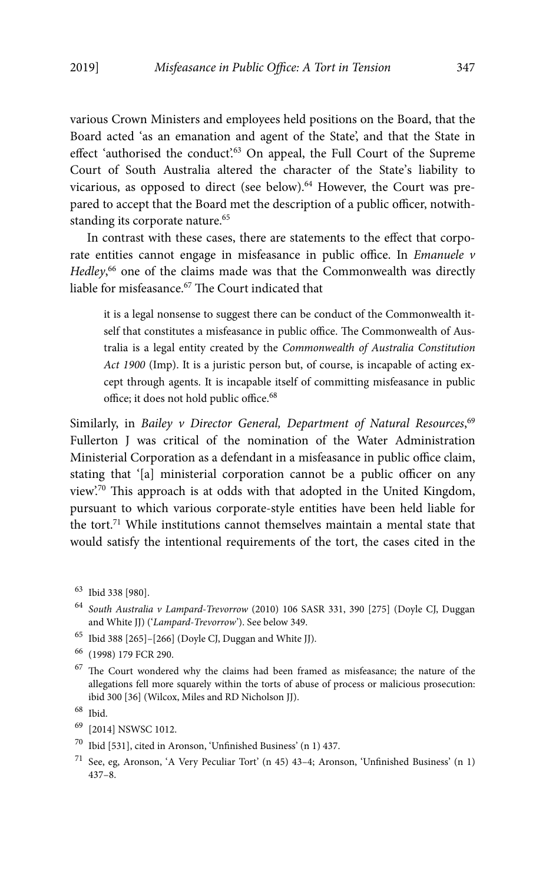various Crown Ministers and employees held positions on the Board, that the Board acted 'as an emanation and agent of the State', and that the State in effect 'authorised the conduct'.[63] On appeal, the Full Court of the Supreme Court of South Australia altered the character of the State's liability to vicarious, as opposed to direct (see below).[64] However, the Court was prepared to accept that the Board met the description of a public officer, notwithstanding its corporate nature.[65]

In contrast with these cases, there are statements to the effect that corporate entities cannot engage in misfeasance in public office. In *Emanuele v Hedley*,[66] one of the claims made was that the Commonwealth was directly liable for misfeasance.[67] The Court indicated that

> it is a legal nonsense to suggest there can be conduct of the Commonwealth itself that constitutes a misfeasance in public office. The Commonwealth of Australia is a legal entity created by the *Commonwealth of Australia Constitution Act 1900* (Imp). It is a juristic person but, of course, is incapable of acting except through agents. It is incapable itself of committing misfeasance in public office; it does not hold public office.[68]

Similarly, in *Bailey v Director General, Department of Natural Resources*,[69] Fullerton J was critical of the nomination of the Water Administration Ministerial Corporation as a defendant in a misfeasance in public office claim, stating that '[a] ministerial corporation cannot be a public officer on any view'.[70] This approach is at odds with that adopted in the United Kingdom, pursuant to which various corporate-style entities have been held liable for the tort.[71] While institutions cannot themselves maintain a mental state that would satisfy the intentional requirements of the tort, the cases cited in the

---

[63] Ibid 338 [980].

[64] *South Australia v Lampard-Trevorrow* (2010) 106 SASR 331, 390 [275] (Doyle CJ, Duggan and White JJ) ('*Lampard-Trevorrow*'). See below 349.

[65] Ibid 388 [265]–[266] (Doyle CJ, Duggan and White JJ).

[66] (1998) 179 FCR 290.

[67] The Court wondered why the claims had been framed as misfeasance; the nature of the allegations fell more squarely within the torts of abuse of process or malicious prosecution: ibid 300 [36] (Wilcox, Miles and RD Nicholson JJ).

[68] Ibid.

[69] [2014] NSWSC 1012.

[70] Ibid [531], cited in Aronson, 'Unfinished Business' (n 1) 437.

[71] See, eg, Aronson, 'A Very Peculiar Tort' (n 45) 43–4; Aronson, 'Unfinished Business' (n 1) 437–8.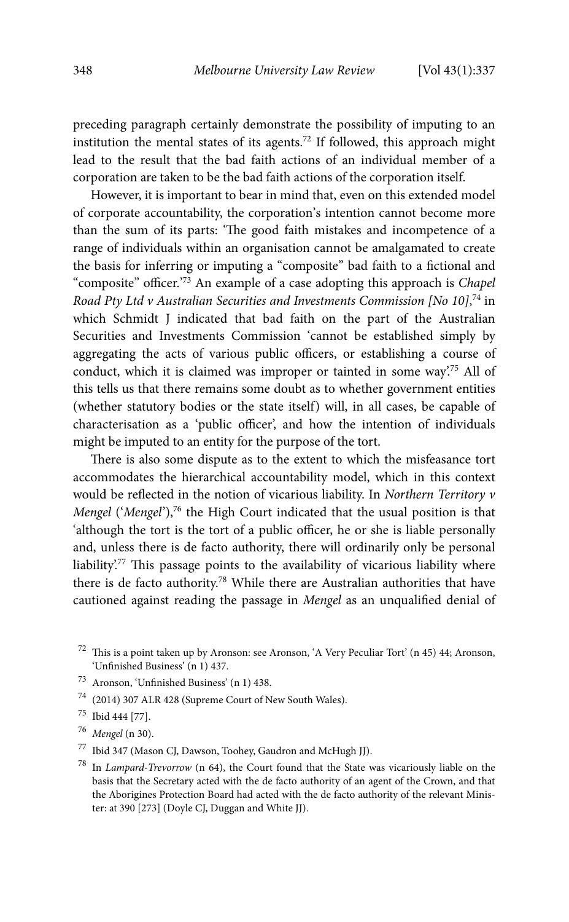preceding paragraph certainly demonstrate the possibility of imputing to an institution the mental states of its agents.[72] If followed, this approach might lead to the result that the bad faith actions of an individual member of a corporation are taken to be the bad faith actions of the corporation itself.

However, it is important to bear in mind that, even on this extended model of corporate accountability, the corporation's intention cannot become more than the sum of its parts: 'The good faith mistakes and incompetence of a range of individuals within an organisation cannot be amalgamated to create the basis for inferring or imputing a "composite" bad faith to a fictional and "composite" officer.'[73] An example of a case adopting this approach is *Chapel Road Pty Ltd v Australian Securities and Investments Commission [No 10]*,[74] in which Schmidt J indicated that bad faith on the part of the Australian Securities and Investments Commission 'cannot be established simply by aggregating the acts of various public officers, or establishing a course of conduct, which it is claimed was improper or tainted in some way'.[75] All of this tells us that there remains some doubt as to whether government entities (whether statutory bodies or the state itself) will, in all cases, be capable of characterisation as a 'public officer', and how the intention of individuals might be imputed to an entity for the purpose of the tort.

There is also some dispute as to the extent to which the misfeasance tort accommodates the hierarchical accountability model, which in this context would be reflected in the notion of vicarious liability. In *Northern Territory v Mengel* ('*Mengel*'),[76] the High Court indicated that the usual position is that 'although the tort is the tort of a public officer, he or she is liable personally and, unless there is de facto authority, there will ordinarily only be personal liability'.[77] This passage points to the availability of vicarious liability where there is de facto authority.[78] While there are Australian authorities that have cautioned against reading the passage in *Mengel* as an unqualified denial of

---

[72] This is a point taken up by Aronson: see Aronson, 'A Very Peculiar Tort' (n 45) 44; Aronson, 'Unfinished Business' (n 1) 437.

[73] Aronson, 'Unfinished Business' (n 1) 438.

[74] (2014) 307 ALR 428 (Supreme Court of New South Wales).

[75] Ibid 444 [77].

[76] *Mengel* (n 30).

[77] Ibid 347 (Mason CJ, Dawson, Toohey, Gaudron and McHugh JJ).

[78] In *Lampard-Trevorrow* (n 64), the Court found that the State was vicariously liable on the basis that the Secretary acted with the de facto authority of an agent of the Crown, and that the Aborigines Protection Board had acted with the de facto authority of the relevant Minister: at 390 [273] (Doyle CJ, Duggan and White JJ).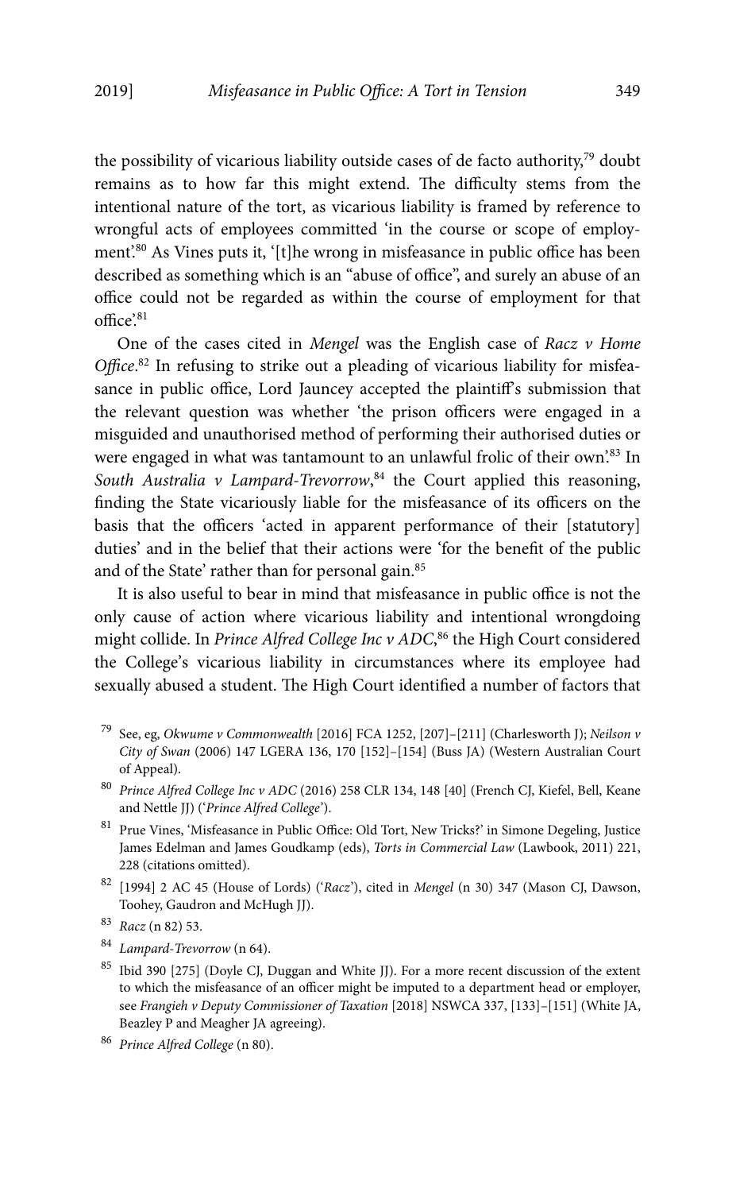the possibility of vicarious liability outside cases of de facto authority,[79] doubt remains as to how far this might extend. The difficulty stems from the intentional nature of the tort, as vicarious liability is framed by reference to wrongful acts of employees committed 'in the course or scope of employment'.[80] As Vines puts it, '[t]he wrong in misfeasance in public office has been described as something which is an "abuse of office", and surely an abuse of an office could not be regarded as within the course of employment for that office'.[81]

One of the cases cited in *Mengel* was the English case of *Racz v Home Office*.[82] In refusing to strike out a pleading of vicarious liability for misfeasance in public office, Lord Jauncey accepted the plaintiff's submission that the relevant question was whether 'the prison officers were engaged in a misguided and unauthorised method of performing their authorised duties or were engaged in what was tantamount to an unlawful frolic of their own'.[83] In *South Australia v Lampard-Trevorrow*,[84] the Court applied this reasoning, finding the State vicariously liable for the misfeasance of its officers on the basis that the officers 'acted in apparent performance of their [statutory] duties' and in the belief that their actions were 'for the benefit of the public and of the State' rather than for personal gain.[85]

It is also useful to bear in mind that misfeasance in public office is not the only cause of action where vicarious liability and intentional wrongdoing might collide. In *Prince Alfred College Inc v ADC*,[86] the High Court considered the College's vicarious liability in circumstances where its employee had sexually abused a student. The High Court identified a number of factors that

---

[79] See, eg, *Okwume v Commonwealth* [2016] FCA 1252, [207]–[211] (Charlesworth J); *Neilson v City of Swan* (2006) 147 LGERA 136, 170 [152]–[154] (Buss JA) (Western Australian Court of Appeal).

[80] *Prince Alfred College Inc v ADC* (2016) 258 CLR 134, 148 [40] (French CJ, Kiefel, Bell, Keane and Nettle JJ) ('*Prince Alfred College*').

[81] Prue Vines, 'Misfeasance in Public Office: Old Tort, New Tricks?' in Simone Degeling, Justice James Edelman and James Goudkamp (eds), *Torts in Commercial Law* (Lawbook, 2011) 221, 228 (citations omitted).

[82] [1994] 2 AC 45 (House of Lords) ('*Racz*'), cited in *Mengel* (n 30) 347 (Mason CJ, Dawson, Toohey, Gaudron and McHugh JJ).

[83] *Racz* (n 82) 53.

[84] *Lampard-Trevorrow* (n 64).

[85] Ibid 390 [275] (Doyle CJ, Duggan and White JJ). For a more recent discussion of the extent to which the misfeasance of an officer might be imputed to a department head or employer, see *Frangieh v Deputy Commissioner of Taxation* [2018] NSWCA 337, [133]–[151] (White JA, Beazley P and Meagher JA agreeing).

[86] *Prince Alfred College* (n 80).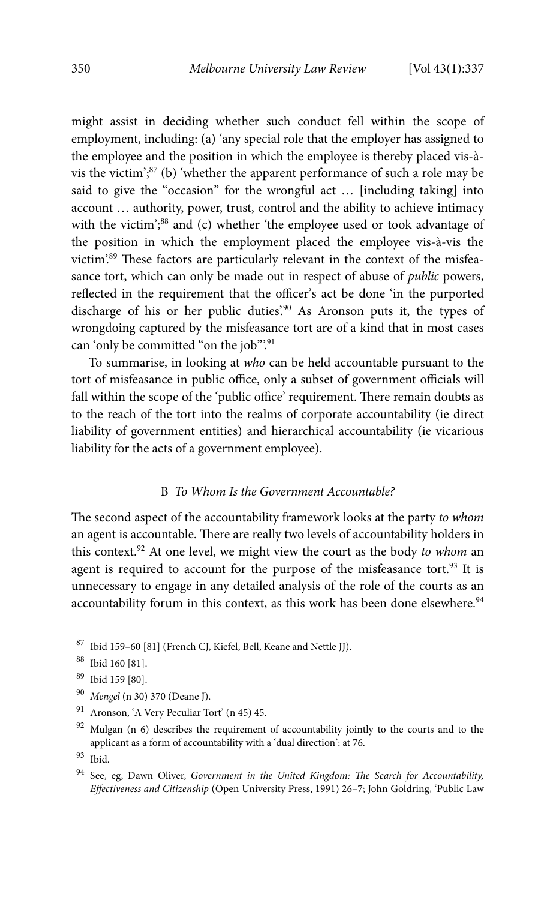might assist in deciding whether such conduct fell within the scope of employment, including: (a) 'any special role that the employer has assigned to the employee and the position in which the employee is thereby placed vis-à-vis the victim';[87] (b) 'whether the apparent performance of such a role may be said to give the "occasion" for the wrongful act … [including taking] into account … authority, power, trust, control and the ability to achieve intimacy with the victim';[88] and (c) whether 'the employee used or took advantage of the position in which the employment placed the employee vis-à-vis the victim'.[89] These factors are particularly relevant in the context of the misfeasance tort, which can only be made out in respect of abuse of *public* powers, reflected in the requirement that the officer's act be done 'in the purported discharge of his or her public duties'.[90] As Aronson puts it, the types of wrongdoing captured by the misfeasance tort are of a kind that in most cases can 'only be committed "on the job"'.[91]

To summarise, in looking at *who* can be held accountable pursuant to the tort of misfeasance in public office, only a subset of government officials will fall within the scope of the 'public office' requirement. There remain doubts as to the reach of the tort into the realms of corporate accountability (ie direct liability of government entities) and hierarchical accountability (ie vicarious liability for the acts of a government employee).

### B *To Whom Is the Government Accountable?*

The second aspect of the accountability framework looks at the party *to whom* an agent is accountable. There are really two levels of accountability holders in this context.[92] At one level, we might view the court as the body *to whom* an agent is required to account for the purpose of the misfeasance tort.[93] It is unnecessary to engage in any detailed analysis of the role of the courts as an accountability forum in this context, as this work has been done elsewhere.[94]

---

[87] Ibid 159–60 [81] (French CJ, Kiefel, Bell, Keane and Nettle JJ).

[88] Ibid 160 [81].

[89] Ibid 159 [80].

[90] *Mengel* (n 30) 370 (Deane J).

[91] Aronson, 'A Very Peculiar Tort' (n 45) 45.

[92] Mulgan (n 6) describes the requirement of accountability jointly to the courts and to the applicant as a form of accountability with a 'dual direction': at 76.

[93] Ibid.

[94] See, eg, Dawn Oliver, *Government in the United Kingdom: The Search for Accountability, Effectiveness and Citizenship* (Open University Press, 1991) 26–7; John Goldring, 'Public Law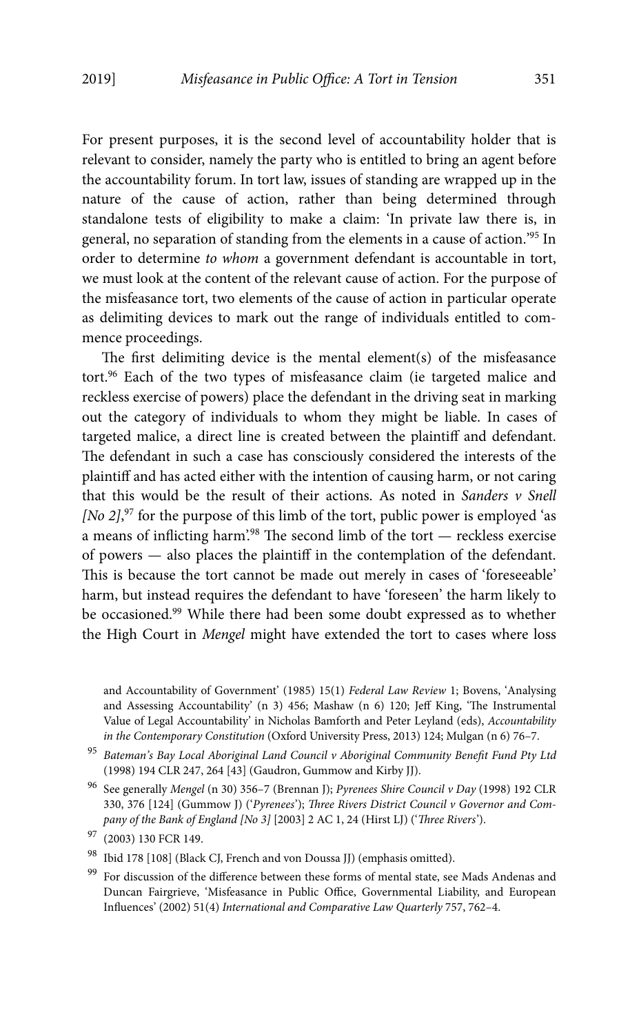For present purposes, it is the second level of accountability holder that is relevant to consider, namely the party who is entitled to bring an agent before the accountability forum. In tort law, issues of standing are wrapped up in the nature of the cause of action, rather than being determined through standalone tests of eligibility to make a claim: 'In private law there is, in general, no separation of standing from the elements in a cause of action.'[95] In order to determine *to whom* a government defendant is accountable in tort, we must look at the content of the relevant cause of action. For the purpose of the misfeasance tort, two elements of the cause of action in particular operate as delimiting devices to mark out the range of individuals entitled to commence proceedings.

The first delimiting device is the mental element(s) of the misfeasance tort.[96] Each of the two types of misfeasance claim (ie targeted malice and reckless exercise of powers) place the defendant in the driving seat in marking out the category of individuals to whom they might be liable. In cases of targeted malice, a direct line is created between the plaintiff and defendant. The defendant in such a case has consciously considered the interests of the plaintiff and has acted either with the intention of causing harm, or not caring that this would be the result of their actions. As noted in *Sanders v Snell [No 2]*,[97] for the purpose of this limb of the tort, public power is employed 'as a means of inflicting harm'.[98] The second limb of the tort — reckless exercise of powers — also places the plaintiff in the contemplation of the defendant. This is because the tort cannot be made out merely in cases of 'foreseeable' harm, but instead requires the defendant to have 'foreseen' the harm likely to be occasioned.[99] While there had been some doubt expressed as to whether the High Court in *Mengel* might have extended the tort to cases where loss

and Accountability of Government' (1985) 15(1) *Federal Law Review* 1; Bovens, 'Analysing and Assessing Accountability' (n 3) 456; Mashaw (n 6) 120; Jeff King, 'The Instrumental Value of Legal Accountability' in Nicholas Bamforth and Peter Leyland (eds), *Accountability in the Contemporary Constitution* (Oxford University Press, 2013) 124; Mulgan (n 6) 76–7.

[95] *Bateman's Bay Local Aboriginal Land Council v Aboriginal Community Benefit Fund Pty Ltd* (1998) 194 CLR 247, 264 [43] (Gaudron, Gummow and Kirby JJ).

[96] See generally *Mengel* (n 30) 356–7 (Brennan J); *Pyrenees Shire Council v Day* (1998) 192 CLR 330, 376 [124] (Gummow J) ('*Pyrenees*'); *Three Rivers District Council v Governor and Company of the Bank of England [No 3]* [2003] 2 AC 1, 24 (Hirst LJ) ('*Three Rivers*').

[97] (2003) 130 FCR 149.

[98] Ibid 178 [108] (Black CJ, French and von Doussa JJ) (emphasis omitted).

[99] For discussion of the difference between these forms of mental state, see Mads Andenas and Duncan Fairgrieve, 'Misfeasance in Public Office, Governmental Liability, and European Influences' (2002) 51(4) *International and Comparative Law Quarterly* 757, 762–4.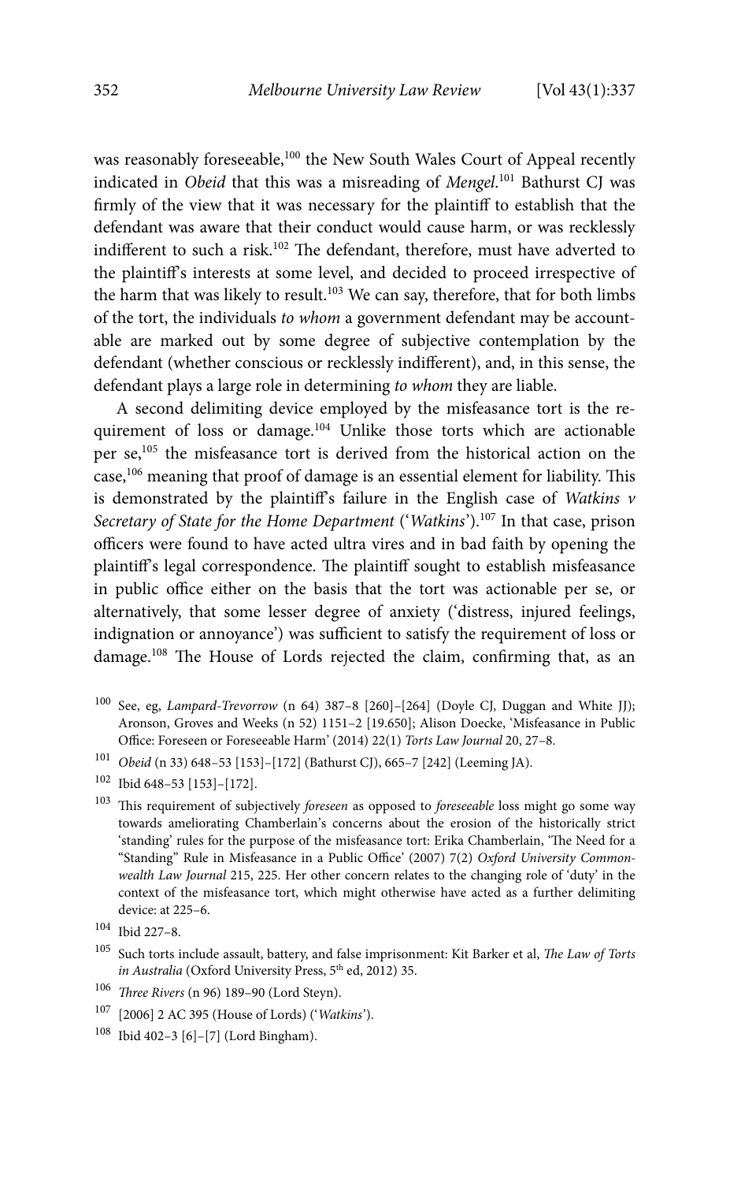was reasonably foreseeable,[100] the New South Wales Court of Appeal recently indicated in *Obeid* that this was a misreading of *Mengel*.[101] Bathurst CJ was firmly of the view that it was necessary for the plaintiff to establish that the defendant was aware that their conduct would cause harm, or was recklessly indifferent to such a risk.[102] The defendant, therefore, must have adverted to the plaintiff's interests at some level, and decided to proceed irrespective of the harm that was likely to result.[103] We can say, therefore, that for both limbs of the tort, the individuals *to whom* a government defendant may be accountable are marked out by some degree of subjective contemplation by the defendant (whether conscious or recklessly indifferent), and, in this sense, the defendant plays a large role in determining *to whom* they are liable.

A second delimiting device employed by the misfeasance tort is the requirement of loss or damage.[104] Unlike those torts which are actionable per se,[105] the misfeasance tort is derived from the historical action on the case,[106] meaning that proof of damage is an essential element for liability. This is demonstrated by the plaintiff's failure in the English case of *Watkins v Secretary of State for the Home Department* ('*Watkins*').[107] In that case, prison officers were found to have acted ultra vires and in bad faith by opening the plaintiff's legal correspondence. The plaintiff sought to establish misfeasance in public office either on the basis that the tort was actionable per se, or alternatively, that some lesser degree of anxiety ('distress, injured feelings, indignation or annoyance') was sufficient to satisfy the requirement of loss or damage.[108] The House of Lords rejected the claim, confirming that, as an

---

[100] See, eg, *Lampard-Trevorrow* (n 64) 387–8 [260]–[264] (Doyle CJ, Duggan and White JJ); Aronson, Groves and Weeks (n 52) 1151–2 [19.650]; Alison Doecke, 'Misfeasance in Public Office: Foreseen or Foreseeable Harm' (2014) 22(1) *Torts Law Journal* 20, 27–8.

[101] *Obeid* (n 33) 648–53 [153]–[172] (Bathurst CJ), 665–7 [242] (Leeming JA).

[102] Ibid 648–53 [153]–[172].

[103] This requirement of subjectively *foreseen* as opposed to *foreseeable* loss might go some way towards ameliorating Chamberlain's concerns about the erosion of the historically strict 'standing' rules for the purpose of the misfeasance tort: Erika Chamberlain, 'The Need for a "Standing" Rule in Misfeasance in a Public Office' (2007) 7(2) *Oxford University Commonwealth Law Journal* 215, 225. Her other concern relates to the changing role of 'duty' in the context of the misfeasance tort, which might otherwise have acted as a further delimiting device: at 225–6.

[104] Ibid 227–8.

[105] Such torts include assault, battery, and false imprisonment: Kit Barker et al, *The Law of Torts in Australia* (Oxford University Press, 5th ed, 2012) 35.

[106] *Three Rivers* (n 96) 189–90 (Lord Steyn).

[107] [2006] 2 AC 395 (House of Lords) ('*Watkins*').

[108] Ibid 402–3 [6]–[7] (Lord Bingham).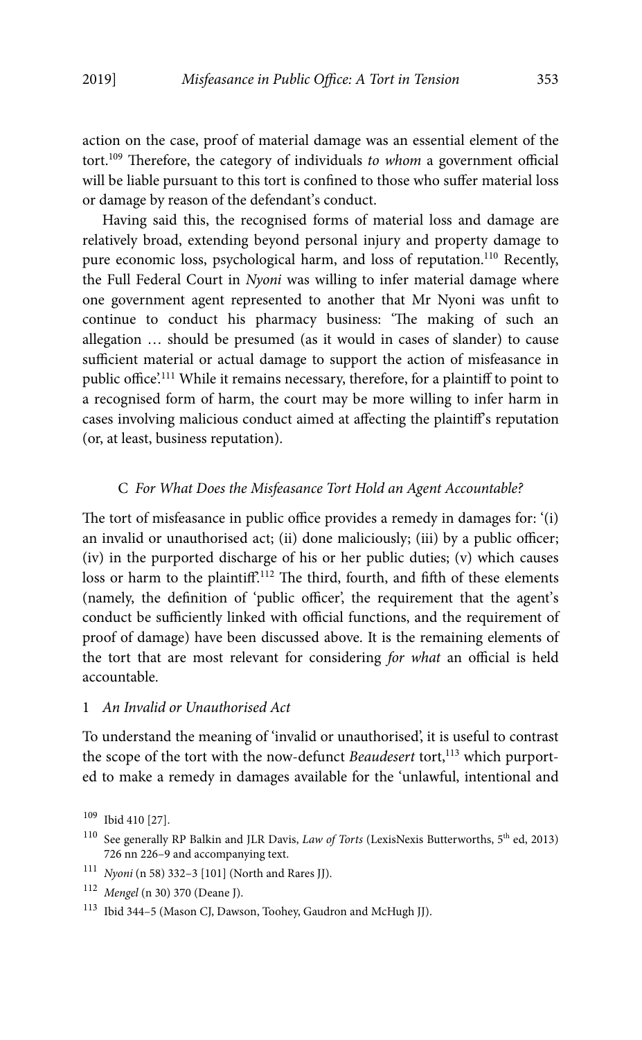action on the case, proof of material damage was an essential element of the tort.[109] Therefore, the category of individuals *to whom* a government official will be liable pursuant to this tort is confined to those who suffer material loss or damage by reason of the defendant's conduct.

Having said this, the recognised forms of material loss and damage are relatively broad, extending beyond personal injury and property damage to pure economic loss, psychological harm, and loss of reputation.[110] Recently, the Full Federal Court in *Nyoni* was willing to infer material damage where one government agent represented to another that Mr Nyoni was unfit to continue to conduct his pharmacy business: 'The making of such an allegation … should be presumed (as it would in cases of slander) to cause sufficient material or actual damage to support the action of misfeasance in public office'.[111] While it remains necessary, therefore, for a plaintiff to point to a recognised form of harm, the court may be more willing to infer harm in cases involving malicious conduct aimed at affecting the plaintiff's reputation (or, at least, business reputation).

### C *For What Does the Misfeasance Tort Hold an Agent Accountable?*

The tort of misfeasance in public office provides a remedy in damages for: '(i) an invalid or unauthorised act; (ii) done maliciously; (iii) by a public officer; (iv) in the purported discharge of his or her public duties; (v) which causes loss or harm to the plaintiff'.[112] The third, fourth, and fifth of these elements (namely, the definition of 'public officer', the requirement that the agent's conduct be sufficiently linked with official functions, and the requirement of proof of damage) have been discussed above. It is the remaining elements of the tort that are most relevant for considering *for what* an official is held accountable.

#### 1 *An Invalid or Unauthorised Act*

To understand the meaning of 'invalid or unauthorised', it is useful to contrast the scope of the tort with the now-defunct *Beaudesert* tort,[113] which purported to make a remedy in damages available for the 'unlawful, intentional and

---

[109] Ibid 410 [27].

[110] See generally RP Balkin and JLR Davis, *Law of Torts* (LexisNexis Butterworths, 5th ed, 2013) 726 nn 226–9 and accompanying text.

[111] *Nyoni* (n 58) 332–3 [101] (North and Rares JJ).

[112] *Mengel* (n 30) 370 (Deane J).

[113] Ibid 344–5 (Mason CJ, Dawson, Toohey, Gaudron and McHugh JJ).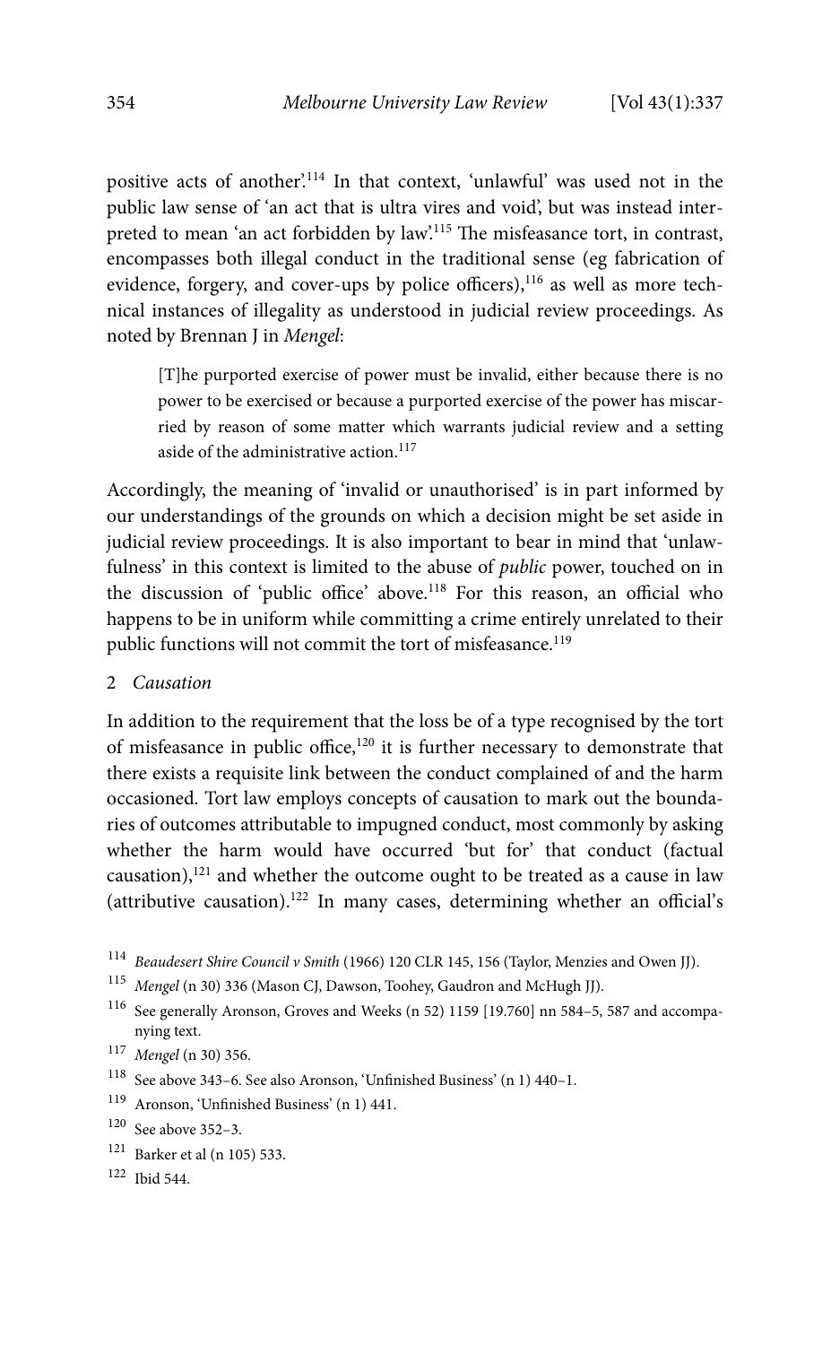positive acts of another'.[114] In that context, 'unlawful' was used not in the public law sense of 'an act that is ultra vires and void', but was instead interpreted to mean 'an act forbidden by law'.[115] The misfeasance tort, in contrast, encompasses both illegal conduct in the traditional sense (eg fabrication of evidence, forgery, and cover-ups by police officers),[116] as well as more technical instances of illegality as understood in judicial review proceedings. As noted by Brennan J in *Mengel*:

> [T]he purported exercise of power must be invalid, either because there is no power to be exercised or because a purported exercise of the power has miscarried by reason of some matter which warrants judicial review and a setting aside of the administrative action.[117]

Accordingly, the meaning of 'invalid or unauthorised' is in part informed by our understandings of the grounds on which a decision might be set aside in judicial review proceedings. It is also important to bear in mind that 'unlawfulness' in this context is limited to the abuse of *public* power, touched on in the discussion of 'public office' above.[118] For this reason, an official who happens to be in uniform while committing a crime entirely unrelated to their public functions will not commit the tort of misfeasance.[119]

### 2 *Causation*

In addition to the requirement that the loss be of a type recognised by the tort of misfeasance in public office,[120] it is further necessary to demonstrate that there exists a requisite link between the conduct complained of and the harm occasioned. Tort law employs concepts of causation to mark out the boundaries of outcomes attributable to impugned conduct, most commonly by asking whether the harm would have occurred 'but for' that conduct (factual causation),[121] and whether the outcome ought to be treated as a cause in law (attributive causation).[122] In many cases, determining whether an official's

---

[114] *Beaudesert Shire Council v Smith* (1966) 120 CLR 145, 156 (Taylor, Menzies and Owen JJ).

[115] *Mengel* (n 30) 336 (Mason CJ, Dawson, Toohey, Gaudron and McHugh JJ).

[116] See generally Aronson, Groves and Weeks (n 52) 1159 [19.760] nn 584–5, 587 and accompanying text.

[117] *Mengel* (n 30) 356.

[118] See above 343–6. See also Aronson, 'Unfinished Business' (n 1) 440–1.

[119] Aronson, 'Unfinished Business' (n 1) 441.

[120] See above 352–3.

[121] Barker et al (n 105) 533.

[122] Ibid 544.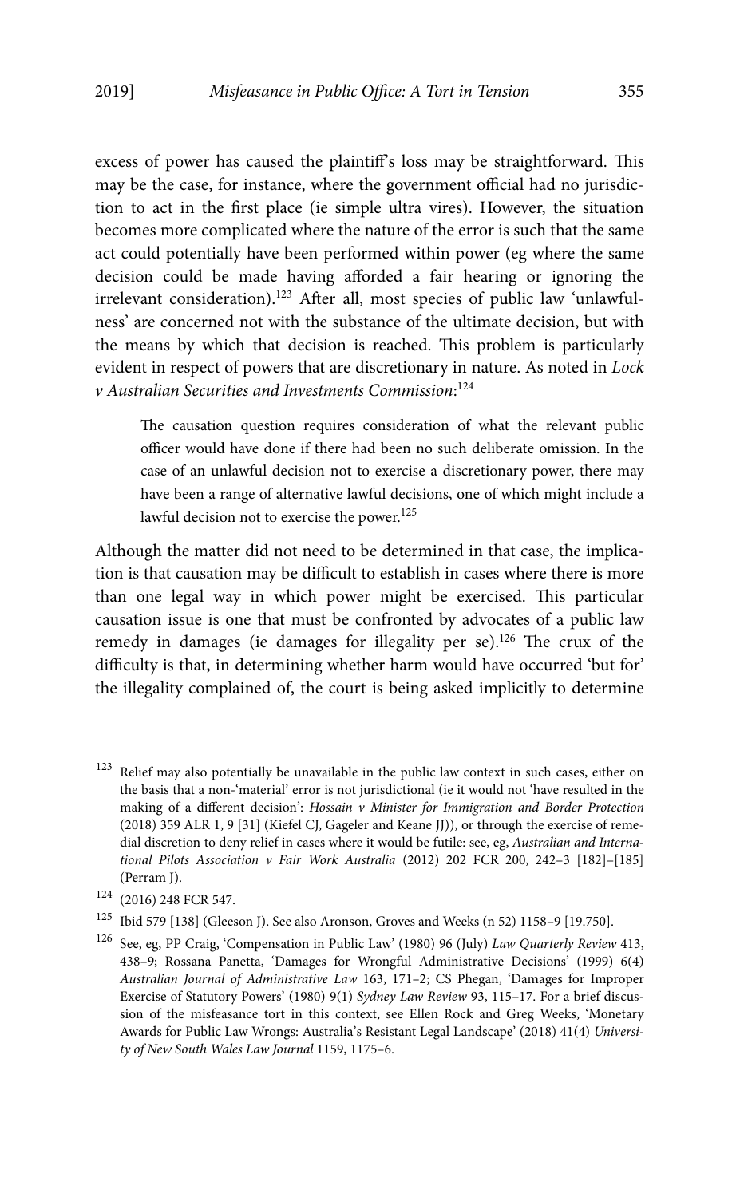excess of power has caused the plaintiff's loss may be straightforward. This may be the case, for instance, where the government official had no jurisdiction to act in the first place (ie simple ultra vires). However, the situation becomes more complicated where the nature of the error is such that the same act could potentially have been performed within power (eg where the same decision could be made having afforded a fair hearing or ignoring the irrelevant consideration).[123] After all, most species of public law 'unlawfulness' are concerned not with the substance of the ultimate decision, but with the means by which that decision is reached. This problem is particularly evident in respect of powers that are discretionary in nature. As noted in *Lock v Australian Securities and Investments Commission*:[124]

> The causation question requires consideration of what the relevant public officer would have done if there had been no such deliberate omission. In the case of an unlawful decision not to exercise a discretionary power, there may have been a range of alternative lawful decisions, one of which might include a lawful decision not to exercise the power.[125]

Although the matter did not need to be determined in that case, the implication is that causation may be difficult to establish in cases where there is more than one legal way in which power might be exercised. This particular causation issue is one that must be confronted by advocates of a public law remedy in damages (ie damages for illegality per se).[126] The crux of the difficulty is that, in determining whether harm would have occurred 'but for' the illegality complained of, the court is being asked implicitly to determine

---

[123] Relief may also potentially be unavailable in the public law context in such cases, either on the basis that a non-'material' error is not jurisdictional (ie it would not 'have resulted in the making of a different decision': *Hossain v Minister for Immigration and Border Protection* (2018) 359 ALR 1, 9 [31] (Kiefel CJ, Gageler and Keane JJ)), or through the exercise of remedial discretion to deny relief in cases where it would be futile: see, eg, *Australian and International Pilots Association v Fair Work Australia* (2012) 202 FCR 200, 242–3 [182]–[185] (Perram J).

[124] (2016) 248 FCR 547.

[125] Ibid 579 [138] (Gleeson J). See also Aronson, Groves and Weeks (n 52) 1158–9 [19.750].

[126] See, eg, PP Craig, 'Compensation in Public Law' (1980) 96 (July) *Law Quarterly Review* 413, 438–9; Rossana Panetta, 'Damages for Wrongful Administrative Decisions' (1999) 6(4) *Australian Journal of Administrative Law* 163, 171–2; CS Phegan, 'Damages for Improper Exercise of Statutory Powers' (1980) 9(1) *Sydney Law Review* 93, 115–17. For a brief discussion of the misfeasance tort in this context, see Ellen Rock and Greg Weeks, 'Monetary Awards for Public Law Wrongs: Australia's Resistant Legal Landscape' (2018) 41(4) *University of New South Wales Law Journal* 1159, 1175–6.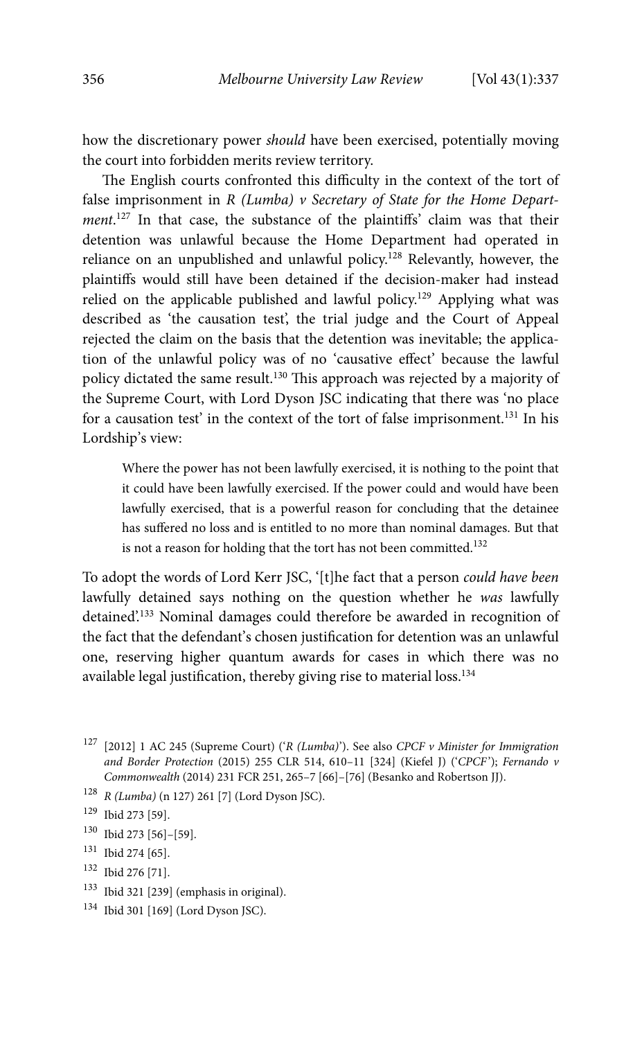how the discretionary power *should* have been exercised, potentially moving the court into forbidden merits review territory.

The English courts confronted this difficulty in the context of the tort of false imprisonment in *R (Lumba) v Secretary of State for the Home Department*.[127] In that case, the substance of the plaintiffs' claim was that their detention was unlawful because the Home Department had operated in reliance on an unpublished and unlawful policy.[128] Relevantly, however, the plaintiffs would still have been detained if the decision-maker had instead relied on the applicable published and lawful policy.[129] Applying what was described as 'the causation test', the trial judge and the Court of Appeal rejected the claim on the basis that the detention was inevitable; the application of the unlawful policy was of no 'causative effect' because the lawful policy dictated the same result.[130] This approach was rejected by a majority of the Supreme Court, with Lord Dyson JSC indicating that there was 'no place for a causation test' in the context of the tort of false imprisonment.[131] In his Lordship's view:

> Where the power has not been lawfully exercised, it is nothing to the point that it could have been lawfully exercised. If the power could and would have been lawfully exercised, that is a powerful reason for concluding that the detainee has suffered no loss and is entitled to no more than nominal damages. But that is not a reason for holding that the tort has not been committed.[132]

To adopt the words of Lord Kerr JSC, '[t]he fact that a person *could have been* lawfully detained says nothing on the question whether he *was* lawfully detained'.[133] Nominal damages could therefore be awarded in recognition of the fact that the defendant's chosen justification for detention was an unlawful one, reserving higher quantum awards for cases in which there was no available legal justification, thereby giving rise to material loss.[134]

---

[127] [2012] 1 AC 245 (Supreme Court) ('*R (Lumba)*'). See also *CPCF v Minister for Immigration and Border Protection* (2015) 255 CLR 514, 610–11 [324] (Kiefel J) ('*CPCF*'); *Fernando v Commonwealth* (2014) 231 FCR 251, 265–7 [66]–[76] (Besanko and Robertson JJ).

[128] *R (Lumba)* (n 127) 261 [7] (Lord Dyson JSC).

[129] Ibid 273 [59].

[130] Ibid 273 [56]–[59].

[131] Ibid 274 [65].

[132] Ibid 276 [71].

[133] Ibid 321 [239] (emphasis in original).

[134] Ibid 301 [169] (Lord Dyson JSC).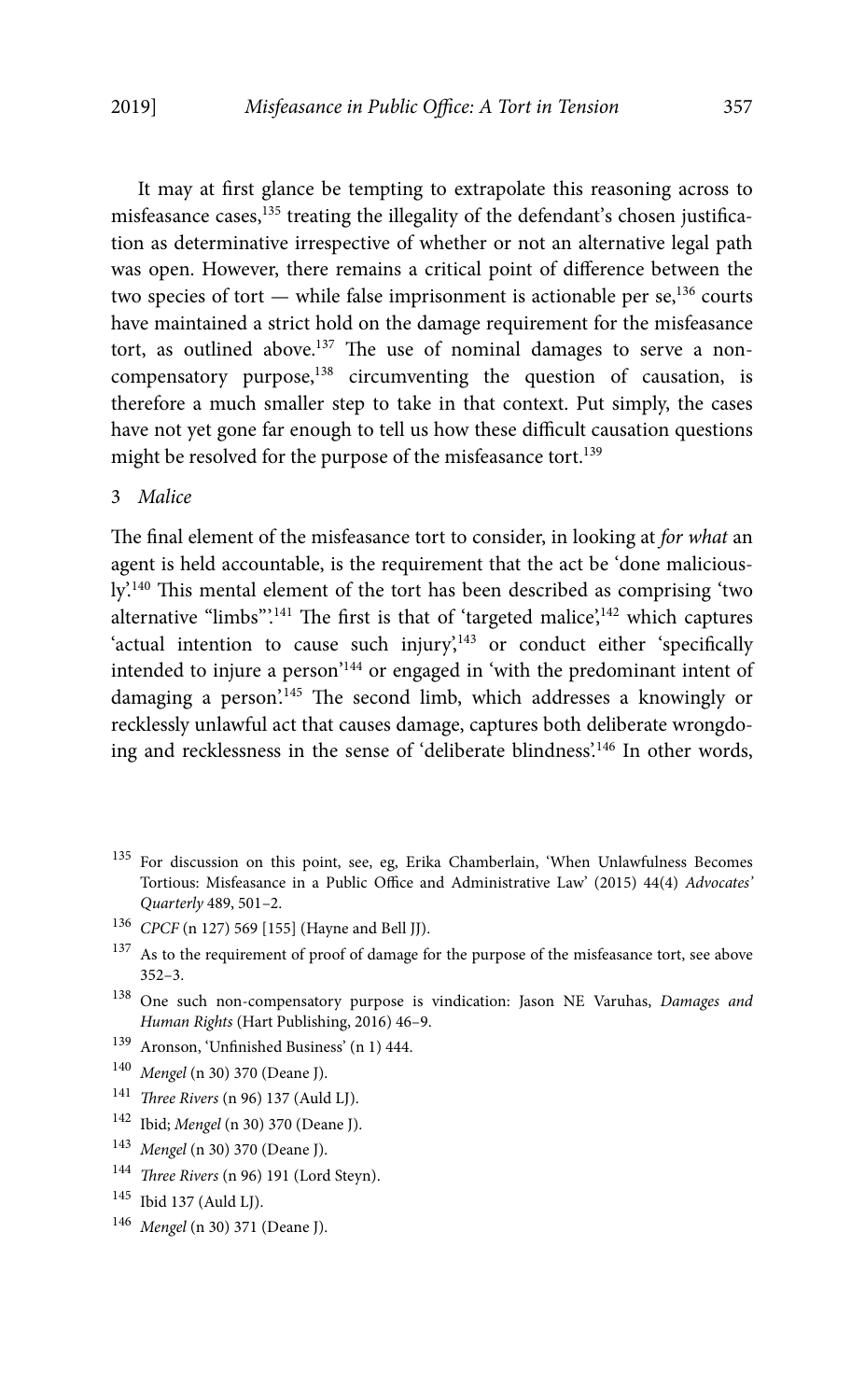It may at first glance be tempting to extrapolate this reasoning across to misfeasance cases,[135] treating the illegality of the defendant's chosen justification as determinative irrespective of whether or not an alternative legal path was open. However, there remains a critical point of difference between the two species of tort — while false imprisonment is actionable per se,[136] courts have maintained a strict hold on the damage requirement for the misfeasance tort, as outlined above.[137] The use of nominal damages to serve a non-compensatory purpose,[138] circumventing the question of causation, is therefore a much smaller step to take in that context. Put simply, the cases have not yet gone far enough to tell us how these difficult causation questions might be resolved for the purpose of the misfeasance tort.[139]

### 3 *Malice*

The final element of the misfeasance tort to consider, in looking at *for what* an agent is held accountable, is the requirement that the act be 'done maliciously'.[140] This mental element of the tort has been described as comprising 'two alternative "limbs"'.[141] The first is that of 'targeted malice',[142] which captures 'actual intention to cause such injury',[143] or conduct either 'specifically intended to injure a person'[144] or engaged in 'with the predominant intent of damaging a person'.[145] The second limb, which addresses a knowingly or recklessly unlawful act that causes damage, captures both deliberate wrongdoing and recklessness in the sense of 'deliberate blindness'.[146] In other words,

---

[135] For discussion on this point, see, eg, Erika Chamberlain, 'When Unlawfulness Becomes Tortious: Misfeasance in a Public Office and Administrative Law' (2015) 44(4) *Advocates' Quarterly* 489, 501–2.

[136] *CPCF* (n 127) 569 [155] (Hayne and Bell JJ).

[137] As to the requirement of proof of damage for the purpose of the misfeasance tort, see above 352–3.

[138] One such non-compensatory purpose is vindication: Jason NE Varuhas, *Damages and Human Rights* (Hart Publishing, 2016) 46–9.

[139] Aronson, 'Unfinished Business' (n 1) 444.

[140] *Mengel* (n 30) 370 (Deane J).

[141] *Three Rivers* (n 96) 137 (Auld LJ).

[142] Ibid; *Mengel* (n 30) 370 (Deane J).

[143] *Mengel* (n 30) 370 (Deane J).

[144] *Three Rivers* (n 96) 191 (Lord Steyn).

[145] Ibid 137 (Auld LJ).

[146] *Mengel* (n 30) 371 (Deane J).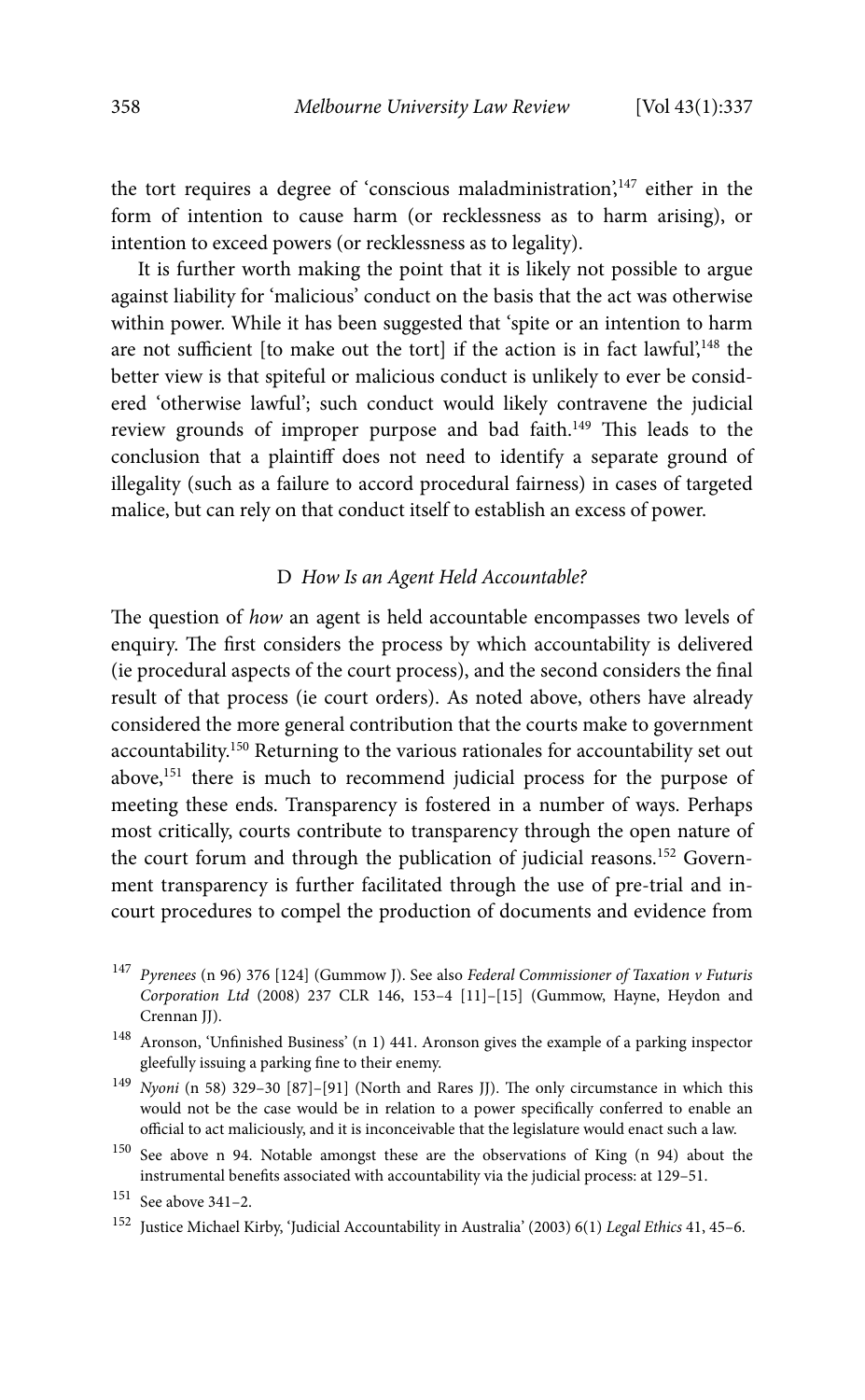the tort requires a degree of 'conscious maladministration',[147] either in the form of intention to cause harm (or recklessness as to harm arising), or intention to exceed powers (or recklessness as to legality).

It is further worth making the point that it is likely not possible to argue against liability for 'malicious' conduct on the basis that the act was otherwise within power. While it has been suggested that 'spite or an intention to harm are not sufficient [to make out the tort] if the action is in fact lawful',[148] the better view is that spiteful or malicious conduct is unlikely to ever be considered 'otherwise lawful'; such conduct would likely contravene the judicial review grounds of improper purpose and bad faith.[149] This leads to the conclusion that a plaintiff does not need to identify a separate ground of illegality (such as a failure to accord procedural fairness) in cases of targeted malice, but can rely on that conduct itself to establish an excess of power.

### D *How Is an Agent Held Accountable?*

The question of *how* an agent is held accountable encompasses two levels of enquiry. The first considers the process by which accountability is delivered (ie procedural aspects of the court process), and the second considers the final result of that process (ie court orders). As noted above, others have already considered the more general contribution that the courts make to government accountability.[150] Returning to the various rationales for accountability set out above,[151] there is much to recommend judicial process for the purpose of meeting these ends. Transparency is fostered in a number of ways. Perhaps most critically, courts contribute to transparency through the open nature of the court forum and through the publication of judicial reasons.[152] Government transparency is further facilitated through the use of pre-trial and in-court procedures to compel the production of documents and evidence from

---

[147] *Pyrenees* (n 96) 376 [124] (Gummow J). See also *Federal Commissioner of Taxation v Futuris Corporation Ltd* (2008) 237 CLR 146, 153–4 [11]–[15] (Gummow, Hayne, Heydon and Crennan JJ).

[148] Aronson, 'Unfinished Business' (n 1) 441. Aronson gives the example of a parking inspector gleefully issuing a parking fine to their enemy.

[149] *Nyoni* (n 58) 329–30 [87]–[91] (North and Rares JJ). The only circumstance in which this would not be the case would be in relation to a power specifically conferred to enable an official to act maliciously, and it is inconceivable that the legislature would enact such a law.

[150] See above n 94. Notable amongst these are the observations of King (n 94) about the instrumental benefits associated with accountability via the judicial process: at 129–51.

[151] See above 341–2.

[152] Justice Michael Kirby, 'Judicial Accountability in Australia' (2003) 6(1) *Legal Ethics* 41, 45–6.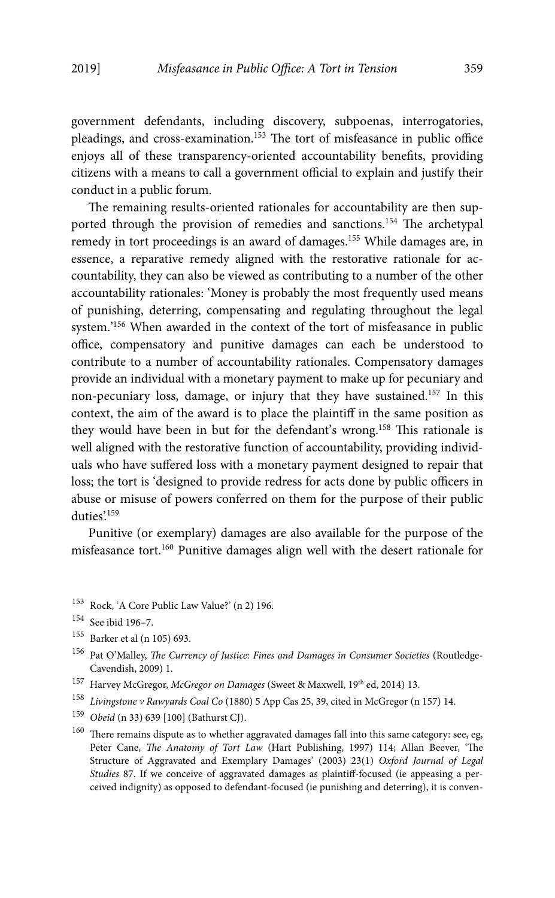government defendants, including discovery, subpoenas, interrogatories, pleadings, and cross-examination.[153] The tort of misfeasance in public office enjoys all of these transparency-oriented accountability benefits, providing citizens with a means to call a government official to explain and justify their conduct in a public forum.

The remaining results-oriented rationales for accountability are then supported through the provision of remedies and sanctions.[154] The archetypal remedy in tort proceedings is an award of damages.[155] While damages are, in essence, a reparative remedy aligned with the restorative rationale for accountability, they can also be viewed as contributing to a number of the other accountability rationales: 'Money is probably the most frequently used means of punishing, deterring, compensating and regulating throughout the legal system.'[156] When awarded in the context of the tort of misfeasance in public office, compensatory and punitive damages can each be understood to contribute to a number of accountability rationales. Compensatory damages provide an individual with a monetary payment to make up for pecuniary and non-pecuniary loss, damage, or injury that they have sustained.[157] In this context, the aim of the award is to place the plaintiff in the same position as they would have been in but for the defendant's wrong.[158] This rationale is well aligned with the restorative function of accountability, providing individuals who have suffered loss with a monetary payment designed to repair that loss; the tort is 'designed to provide redress for acts done by public officers in abuse or misuse of powers conferred on them for the purpose of their public duties'.[159]

Punitive (or exemplary) damages are also available for the purpose of the misfeasance tort.[160] Punitive damages align well with the desert rationale for

[153] Rock, 'A Core Public Law Value?' (n 2) 196.

[154] See ibid 196–7.

[155] Barker et al (n 105) 693.

[156] Pat O'Malley, *The Currency of Justice: Fines and Damages in Consumer Societies* (Routledge-Cavendish, 2009) 1.

[157] Harvey McGregor, *McGregor on Damages* (Sweet & Maxwell, 19th ed, 2014) 13.

[158] *Livingstone v Rawyards Coal Co* (1880) 5 App Cas 25, 39, cited in McGregor (n 157) 14.

[159] *Obeid* (n 33) 639 [100] (Bathurst CJ).

[160] There remains dispute as to whether aggravated damages fall into this same category: see, eg, Peter Cane, *The Anatomy of Tort Law* (Hart Publishing, 1997) 114; Allan Beever, 'The Structure of Aggravated and Exemplary Damages' (2003) 23(1) *Oxford Journal of Legal Studies* 87. If we conceive of aggravated damages as plaintiff-focused (ie appeasing a perceived indignity) as opposed to defendant-focused (ie punishing and deterring), it is conven-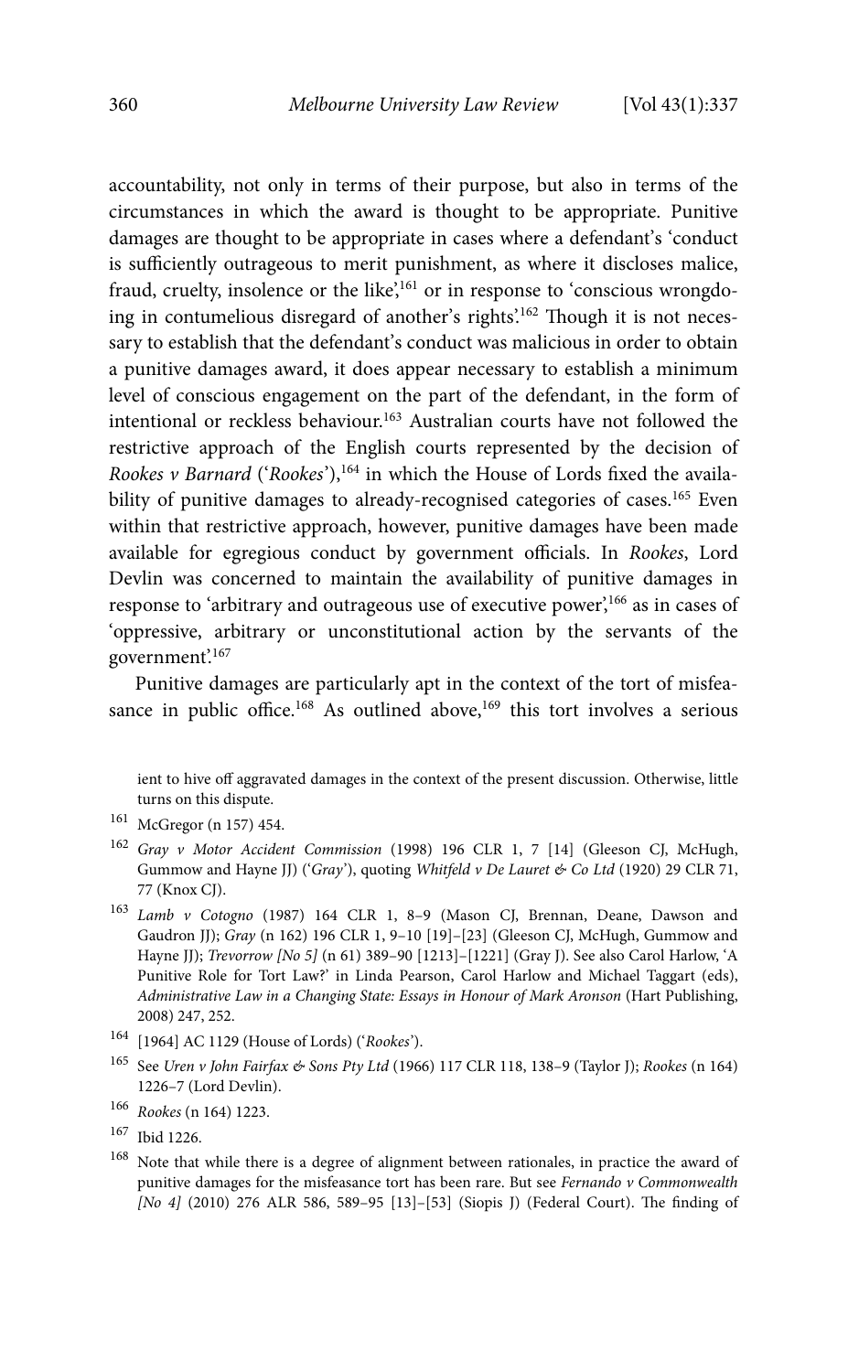accountability, not only in terms of their purpose, but also in terms of the circumstances in which the award is thought to be appropriate. Punitive damages are thought to be appropriate in cases where a defendant's 'conduct is sufficiently outrageous to merit punishment, as where it discloses malice, fraud, cruelty, insolence or the like',[161] or in response to 'conscious wrongdoing in contumelious disregard of another's rights'.[162] Though it is not necessary to establish that the defendant's conduct was malicious in order to obtain a punitive damages award, it does appear necessary to establish a minimum level of conscious engagement on the part of the defendant, in the form of intentional or reckless behaviour.[163] Australian courts have not followed the restrictive approach of the English courts represented by the decision of *Rookes v Barnard* ('*Rookes*'),[164] in which the House of Lords fixed the availability of punitive damages to already-recognised categories of cases.[165] Even within that restrictive approach, however, punitive damages have been made available for egregious conduct by government officials. In *Rookes*, Lord Devlin was concerned to maintain the availability of punitive damages in response to 'arbitrary and outrageous use of executive power',[166] as in cases of 'oppressive, arbitrary or unconstitutional action by the servants of the government'.[167]

Punitive damages are particularly apt in the context of the tort of misfeasance in public office.[168] As outlined above,[169] this tort involves a serious

ient to hive off aggravated damages in the context of the present discussion. Otherwise, little turns on this dispute.

[161] McGregor (n 157) 454.

[162] *Gray v Motor Accident Commission* (1998) 196 CLR 1, 7 [14] (Gleeson CJ, McHugh, Gummow and Hayne JJ) ('*Gray*'), quoting *Whitfeld v De Lauret & Co Ltd* (1920) 29 CLR 71, 77 (Knox CJ).

[163] *Lamb v Cotogno* (1987) 164 CLR 1, 8–9 (Mason CJ, Brennan, Deane, Dawson and Gaudron JJ); *Gray* (n 162) 196 CLR 1, 9–10 [19]–[23] (Gleeson CJ, McHugh, Gummow and Hayne JJ); *Trevorrow [No 5]* (n 61) 389–90 [1213]–[1221] (Gray J). See also Carol Harlow, 'A Punitive Role for Tort Law?' in Linda Pearson, Carol Harlow and Michael Taggart (eds), *Administrative Law in a Changing State: Essays in Honour of Mark Aronson* (Hart Publishing, 2008) 247, 252.

[164] [1964] AC 1129 (House of Lords) ('*Rookes*').

[165] See *Uren v John Fairfax & Sons Pty Ltd* (1966) 117 CLR 118, 138–9 (Taylor J); *Rookes* (n 164) 1226–7 (Lord Devlin).

[166] *Rookes* (n 164) 1223.

[167] Ibid 1226.

[168] Note that while there is a degree of alignment between rationales, in practice the award of punitive damages for the misfeasance tort has been rare. But see *Fernando v Commonwealth [No 4]* (2010) 276 ALR 586, 589–95 [13]–[53] (Siopis J) (Federal Court). The finding of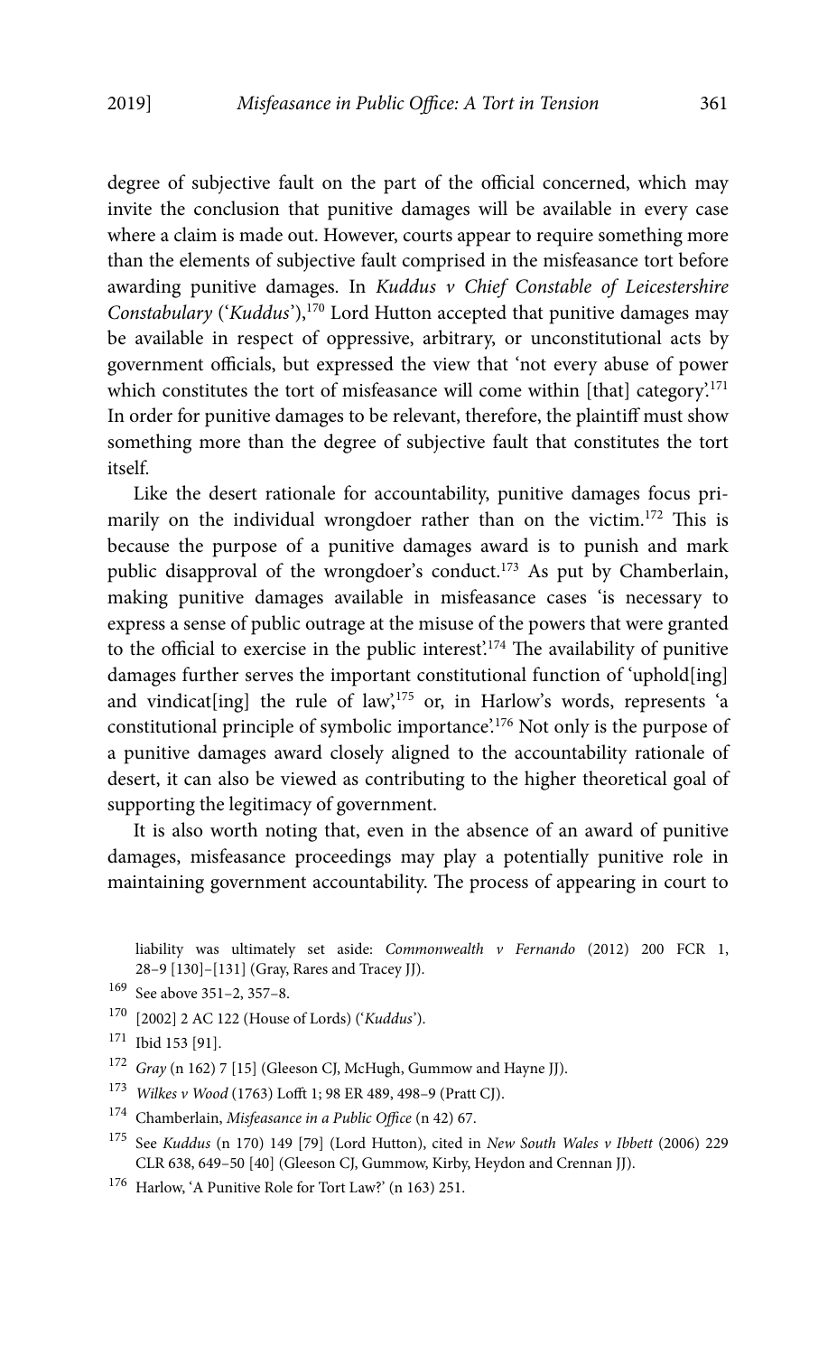degree of subjective fault on the part of the official concerned, which may invite the conclusion that punitive damages will be available in every case where a claim is made out. However, courts appear to require something more than the elements of subjective fault comprised in the misfeasance tort before awarding punitive damages. In *Kuddus v Chief Constable of Leicestershire Constabulary* ('*Kuddus*'),[170] Lord Hutton accepted that punitive damages may be available in respect of oppressive, arbitrary, or unconstitutional acts by government officials, but expressed the view that 'not every abuse of power which constitutes the tort of misfeasance will come within [that] category'.[171] In order for punitive damages to be relevant, therefore, the plaintiff must show something more than the degree of subjective fault that constitutes the tort itself.

Like the desert rationale for accountability, punitive damages focus primarily on the individual wrongdoer rather than on the victim.[172] This is because the purpose of a punitive damages award is to punish and mark public disapproval of the wrongdoer's conduct.[173] As put by Chamberlain, making punitive damages available in misfeasance cases 'is necessary to express a sense of public outrage at the misuse of the powers that were granted to the official to exercise in the public interest'.[174] The availability of punitive damages further serves the important constitutional function of 'uphold[ing] and vindicat[ing] the rule of law',[175] or, in Harlow's words, represents 'a constitutional principle of symbolic importance'.[176] Not only is the purpose of a punitive damages award closely aligned to the accountability rationale of desert, it can also be viewed as contributing to the higher theoretical goal of supporting the legitimacy of government.

It is also worth noting that, even in the absence of an award of punitive damages, misfeasance proceedings may play a potentially punitive role in maintaining government accountability. The process of appearing in court to

liability was ultimately set aside: *Commonwealth v Fernando* (2012) 200 FCR 1, 28–9 [130]–[131] (Gray, Rares and Tracey JJ).

[169] See above 351–2, 357–8.

[170] [2002] 2 AC 122 (House of Lords) ('*Kuddus*').

[171] Ibid 153 [91].

[172] *Gray* (n 162) 7 [15] (Gleeson CJ, McHugh, Gummow and Hayne JJ).

[173] *Wilkes v Wood* (1763) Lofft 1; 98 ER 489, 498–9 (Pratt CJ).

[174] Chamberlain, *Misfeasance in a Public Office* (n 42) 67.

[175] See *Kuddus* (n 170) 149 [79] (Lord Hutton), cited in *New South Wales v Ibbett* (2006) 229 CLR 638, 649–50 [40] (Gleeson CJ, Gummow, Kirby, Heydon and Crennan JJ).

[176] Harlow, 'A Punitive Role for Tort Law?' (n 163) 251.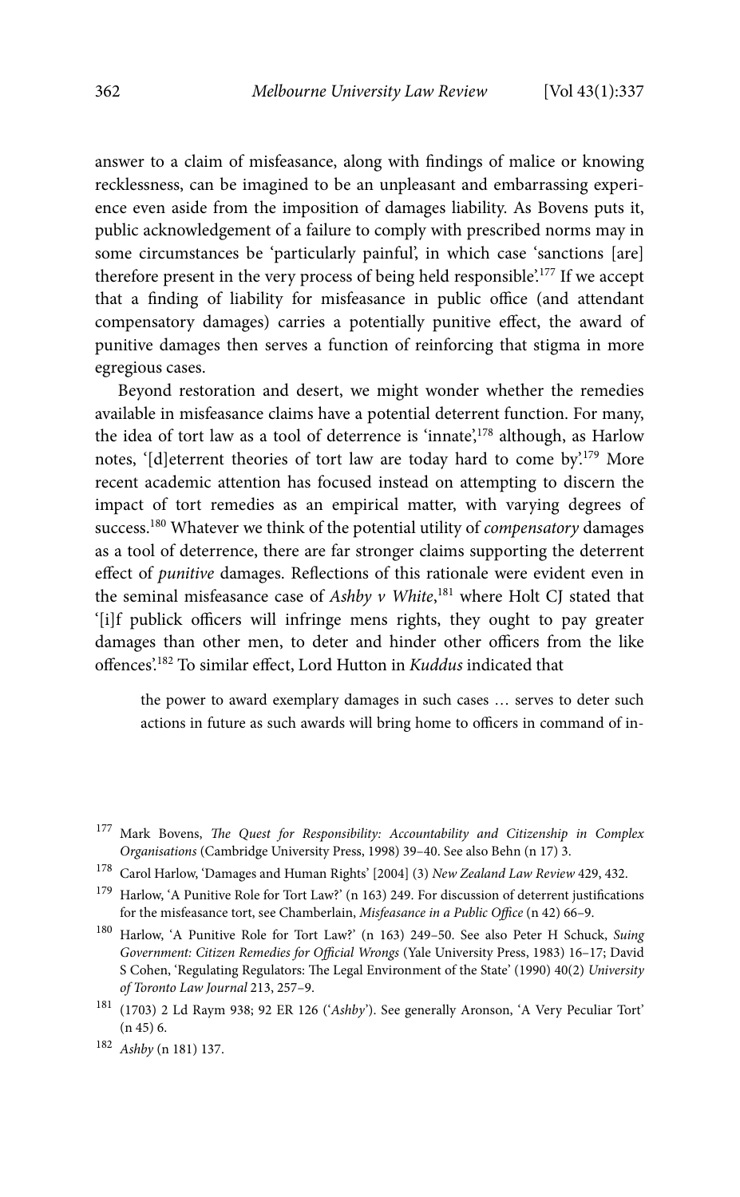answer to a claim of misfeasance, along with findings of malice or knowing recklessness, can be imagined to be an unpleasant and embarrassing experience even aside from the imposition of damages liability. As Bovens puts it, public acknowledgement of a failure to comply with prescribed norms may in some circumstances be 'particularly painful', in which case 'sanctions [are] therefore present in the very process of being held responsible'.[177] If we accept that a finding of liability for misfeasance in public office (and attendant compensatory damages) carries a potentially punitive effect, the award of punitive damages then serves a function of reinforcing that stigma in more egregious cases.

Beyond restoration and desert, we might wonder whether the remedies available in misfeasance claims have a potential deterrent function. For many, the idea of tort law as a tool of deterrence is 'innate',[178] although, as Harlow notes, '[d]eterrent theories of tort law are today hard to come by'.[179] More recent academic attention has focused instead on attempting to discern the impact of tort remedies as an empirical matter, with varying degrees of success.[180] Whatever we think of the potential utility of *compensatory* damages as a tool of deterrence, there are far stronger claims supporting the deterrent effect of *punitive* damages. Reflections of this rationale were evident even in the seminal misfeasance case of *Ashby v White*,[181] where Holt CJ stated that '[i]f publick officers will infringe mens rights, they ought to pay greater damages than other men, to deter and hinder other officers from the like offences'.[182] To similar effect, Lord Hutton in *Kuddus* indicated that

> the power to award exemplary damages in such cases … serves to deter such actions in future as such awards will bring home to officers in command of in-

---

[177] Mark Bovens, *The Quest for Responsibility: Accountability and Citizenship in Complex Organisations* (Cambridge University Press, 1998) 39–40. See also Behn (n 17) 3.

[178] Carol Harlow, 'Damages and Human Rights' [2004] (3) *New Zealand Law Review* 429, 432.

[179] Harlow, 'A Punitive Role for Tort Law?' (n 163) 249. For discussion of deterrent justifications for the misfeasance tort, see Chamberlain, *Misfeasance in a Public Office* (n 42) 66–9.

[180] Harlow, 'A Punitive Role for Tort Law?' (n 163) 249–50. See also Peter H Schuck, *Suing Government: Citizen Remedies for Official Wrongs* (Yale University Press, 1983) 16–17; David S Cohen, 'Regulating Regulators: The Legal Environment of the State' (1990) 40(2) *University of Toronto Law Journal* 213, 257–9.

[181] (1703) 2 Ld Raym 938; 92 ER 126 ('*Ashby*'). See generally Aronson, 'A Very Peculiar Tort' (n 45) 6.

[182] *Ashby* (n 181) 137.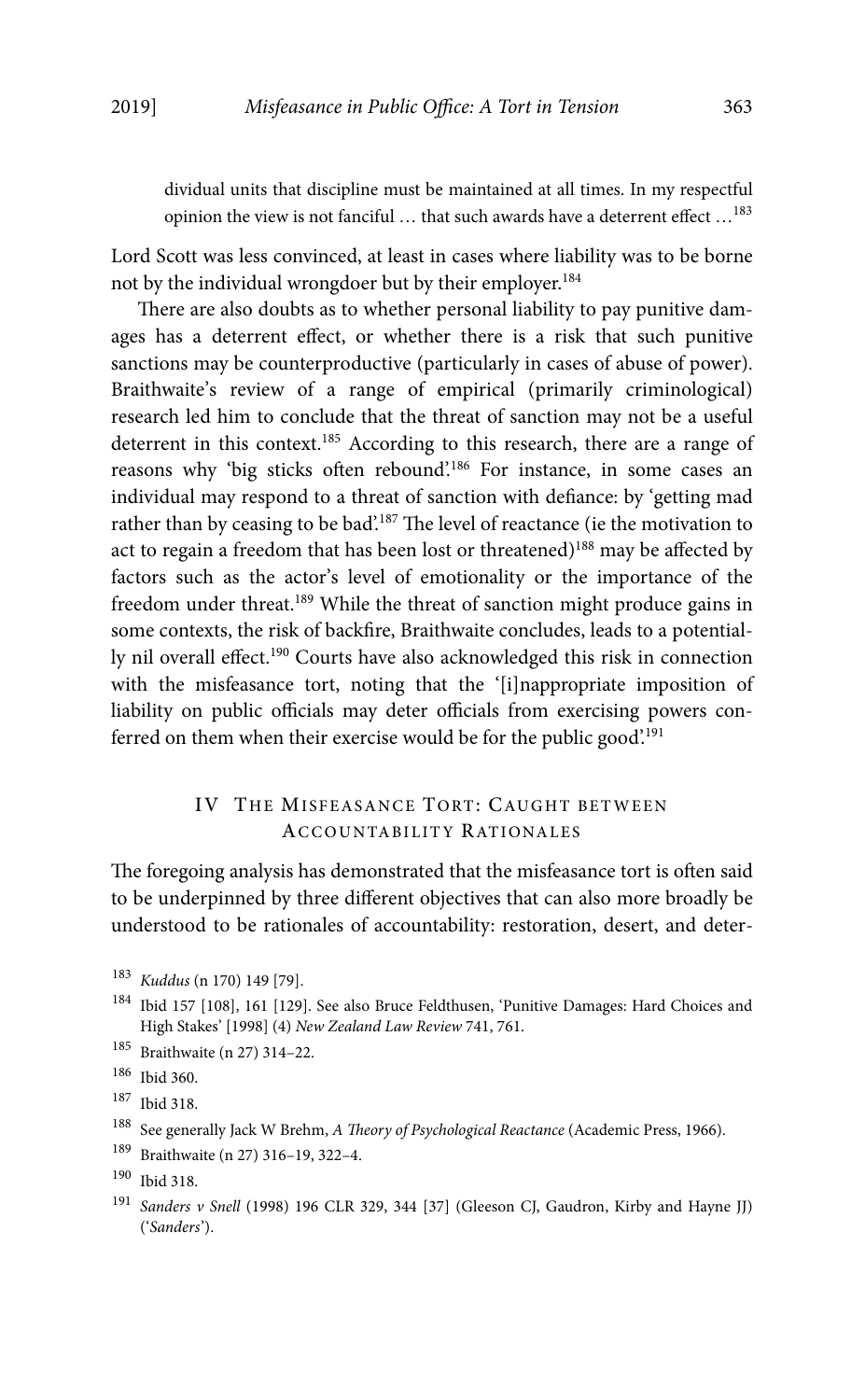dividual units that discipline must be maintained at all times. In my respectful opinion the view is not fanciful … that such awards have a deterrent effect …[183]

Lord Scott was less convinced, at least in cases where liability was to be borne not by the individual wrongdoer but by their employer.[184]

There are also doubts as to whether personal liability to pay punitive damages has a deterrent effect, or whether there is a risk that such punitive sanctions may be counterproductive (particularly in cases of abuse of power). Braithwaite's review of a range of empirical (primarily criminological) research led him to conclude that the threat of sanction may not be a useful deterrent in this context.[185] According to this research, there are a range of reasons why 'big sticks often rebound'.[186] For instance, in some cases an individual may respond to a threat of sanction with defiance: by 'getting mad rather than by ceasing to be bad'.[187] The level of reactance (ie the motivation to act to regain a freedom that has been lost or threatened)[188] may be affected by factors such as the actor's level of emotionality or the importance of the freedom under threat.[189] While the threat of sanction might produce gains in some contexts, the risk of backfire, Braithwaite concludes, leads to a potentially nil overall effect.[190] Courts have also acknowledged this risk in connection with the misfeasance tort, noting that the '[i]nappropriate imposition of liability on public officials may deter officials from exercising powers conferred on them when their exercise would be for the public good'.[191]

## IV The Misfeasance Tort: Caught between Accountability Rationales

The foregoing analysis has demonstrated that the misfeasance tort is often said to be underpinned by three different objectives that can also more broadly be understood to be rationales of accountability: restoration, desert, and deter-

---

183 *Kuddus* (n 170) 149 [79].

184 Ibid 157 [108], 161 [129]. See also Bruce Feldthusen, 'Punitive Damages: Hard Choices and High Stakes' [1998] (4) *New Zealand Law Review* 741, 761.

185 Braithwaite (n 27) 314–22.

186 Ibid 360.

187 Ibid 318.

188 See generally Jack W Brehm, *A Theory of Psychological Reactance* (Academic Press, 1966).

189 Braithwaite (n 27) 316–19, 322–4.

190 Ibid 318.

191 *Sanders v Snell* (1998) 196 CLR 329, 344 [37] (Gleeson CJ, Gaudron, Kirby and Hayne JJ) ('*Sanders*').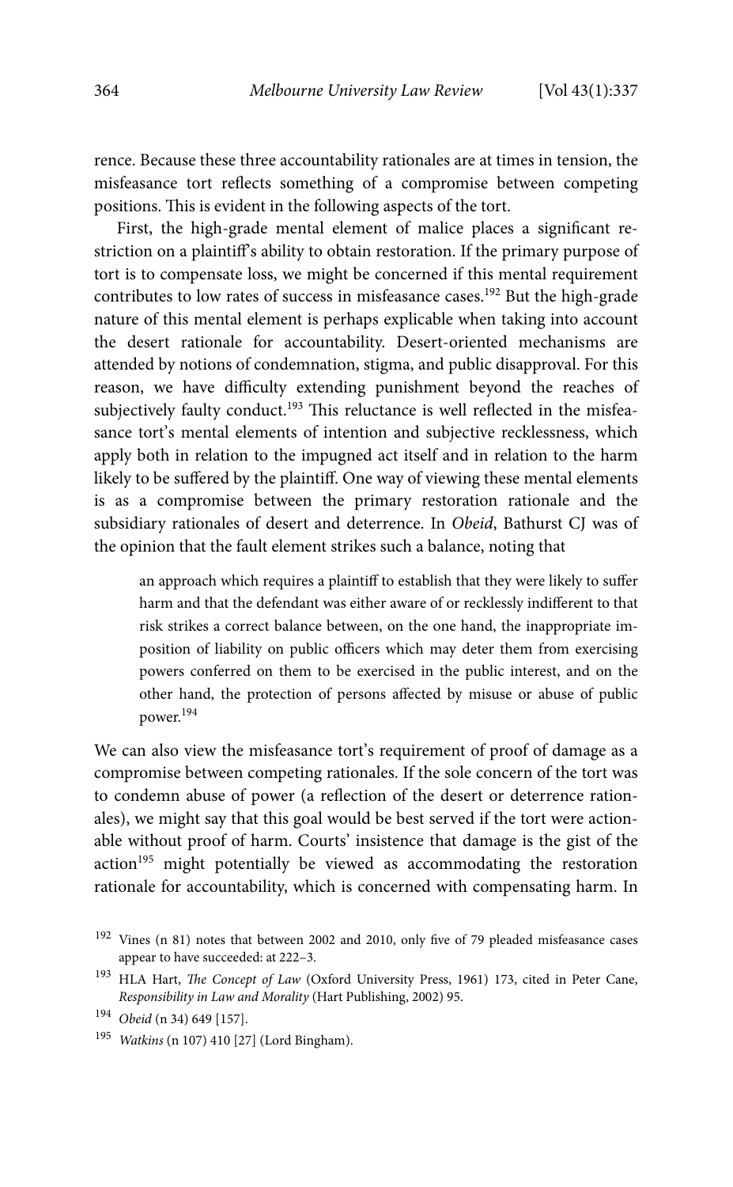rence. Because these three accountability rationales are at times in tension, the misfeasance tort reflects something of a compromise between competing positions. This is evident in the following aspects of the tort.

First, the high-grade mental element of malice places a significant restriction on a plaintiff's ability to obtain restoration. If the primary purpose of tort is to compensate loss, we might be concerned if this mental requirement contributes to low rates of success in misfeasance cases.[192] But the high-grade nature of this mental element is perhaps explicable when taking into account the desert rationale for accountability. Desert-oriented mechanisms are attended by notions of condemnation, stigma, and public disapproval. For this reason, we have difficulty extending punishment beyond the reaches of subjectively faulty conduct.[193] This reluctance is well reflected in the misfeasance tort's mental elements of intention and subjective recklessness, which apply both in relation to the impugned act itself and in relation to the harm likely to be suffered by the plaintiff. One way of viewing these mental elements is as a compromise between the primary restoration rationale and the subsidiary rationales of desert and deterrence. In *Obeid*, Bathurst CJ was of the opinion that the fault element strikes such a balance, noting that

> an approach which requires a plaintiff to establish that they were likely to suffer harm and that the defendant was either aware of or recklessly indifferent to that risk strikes a correct balance between, on the one hand, the inappropriate imposition of liability on public officers which may deter them from exercising powers conferred on them to be exercised in the public interest, and on the other hand, the protection of persons affected by misuse or abuse of public power.[194]

We can also view the misfeasance tort's requirement of proof of damage as a compromise between competing rationales. If the sole concern of the tort was to condemn abuse of power (a reflection of the desert or deterrence rationales), we might say that this goal would be best served if the tort were actionable without proof of harm. Courts' insistence that damage is the gist of the action[195] might potentially be viewed as accommodating the restoration rationale for accountability, which is concerned with compensating harm. In

---

[192] Vines (n 81) notes that between 2002 and 2010, only five of 79 pleaded misfeasance cases appear to have succeeded: at 222–3.

[193] HLA Hart, *The Concept of Law* (Oxford University Press, 1961) 173, cited in Peter Cane, *Responsibility in Law and Morality* (Hart Publishing, 2002) 95.

[194] *Obeid* (n 34) 649 [157].

[195] *Watkins* (n 107) 410 [27] (Lord Bingham).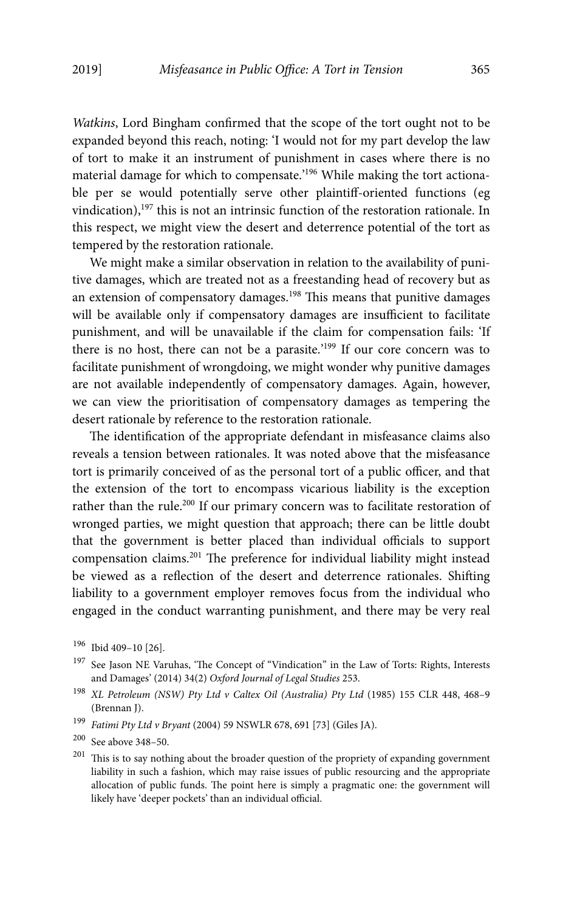*Watkins*, Lord Bingham confirmed that the scope of the tort ought not to be expanded beyond this reach, noting: 'I would not for my part develop the law of tort to make it an instrument of punishment in cases where there is no material damage for which to compensate.'[196] While making the tort actionable per se would potentially serve other plaintiff-oriented functions (eg vindication),[197] this is not an intrinsic function of the restoration rationale. In this respect, we might view the desert and deterrence potential of the tort as tempered by the restoration rationale.

We might make a similar observation in relation to the availability of punitive damages, which are treated not as a freestanding head of recovery but as an extension of compensatory damages.[198] This means that punitive damages will be available only if compensatory damages are insufficient to facilitate punishment, and will be unavailable if the claim for compensation fails: 'If there is no host, there can not be a parasite.'[199] If our core concern was to facilitate punishment of wrongdoing, we might wonder why punitive damages are not available independently of compensatory damages. Again, however, we can view the prioritisation of compensatory damages as tempering the desert rationale by reference to the restoration rationale.

The identification of the appropriate defendant in misfeasance claims also reveals a tension between rationales. It was noted above that the misfeasance tort is primarily conceived of as the personal tort of a public officer, and that the extension of the tort to encompass vicarious liability is the exception rather than the rule.[200] If our primary concern was to facilitate restoration of wronged parties, we might question that approach; there can be little doubt that the government is better placed than individual officials to support compensation claims.[201] The preference for individual liability might instead be viewed as a reflection of the desert and deterrence rationales. Shifting liability to a government employer removes focus from the individual who engaged in the conduct warranting punishment, and there may be very real

---

[196] Ibid 409–10 [26].

[197] See Jason NE Varuhas, 'The Concept of "Vindication" in the Law of Torts: Rights, Interests and Damages' (2014) 34(2) *Oxford Journal of Legal Studies* 253.

[198] *XL Petroleum (NSW) Pty Ltd v Caltex Oil (Australia) Pty Ltd* (1985) 155 CLR 448, 468–9 (Brennan J).

[199] *Fatimi Pty Ltd v Bryant* (2004) 59 NSWLR 678, 691 [73] (Giles JA).

[200] See above 348–50.

[201] This is to say nothing about the broader question of the propriety of expanding government liability in such a fashion, which may raise issues of public resourcing and the appropriate allocation of public funds. The point here is simply a pragmatic one: the government will likely have 'deeper pockets' than an individual official.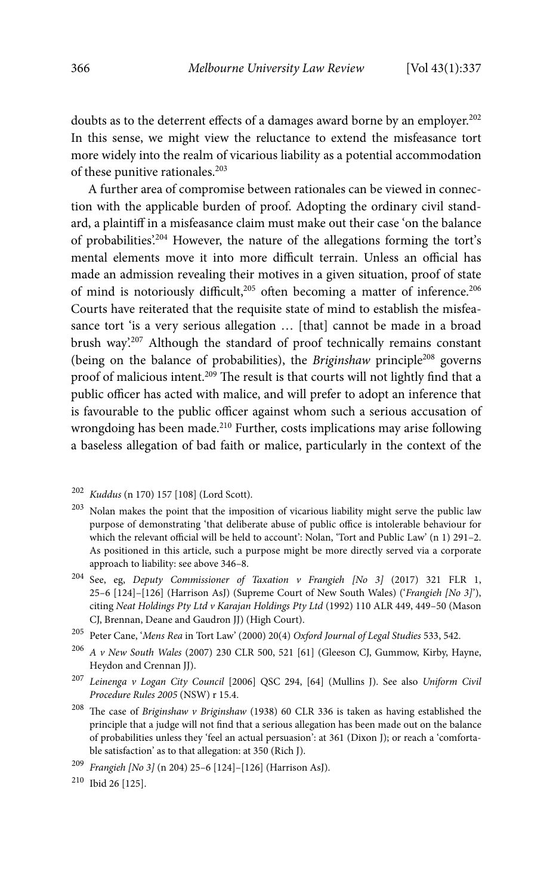doubts as to the deterrent effects of a damages award borne by an employer.[202] In this sense, we might view the reluctance to extend the misfeasance tort more widely into the realm of vicarious liability as a potential accommodation of these punitive rationales.[203]

A further area of compromise between rationales can be viewed in connection with the applicable burden of proof. Adopting the ordinary civil standard, a plaintiff in a misfeasance claim must make out their case 'on the balance of probabilities'.[204] However, the nature of the allegations forming the tort's mental elements move it into more difficult terrain. Unless an official has made an admission revealing their motives in a given situation, proof of state of mind is notoriously difficult,[205] often becoming a matter of inference.[206] Courts have reiterated that the requisite state of mind to establish the misfeasance tort 'is a very serious allegation … [that] cannot be made in a broad brush way'.[207] Although the standard of proof technically remains constant (being on the balance of probabilities), the *Briginshaw* principle[208] governs proof of malicious intent.[209] The result is that courts will not lightly find that a public officer has acted with malice, and will prefer to adopt an inference that is favourable to the public officer against whom such a serious accusation of wrongdoing has been made.[210] Further, costs implications may arise following a baseless allegation of bad faith or malice, particularly in the context of the

---

[202] *Kuddus* (n 170) 157 [108] (Lord Scott).

[203] Nolan makes the point that the imposition of vicarious liability might serve the public law purpose of demonstrating 'that deliberate abuse of public office is intolerable behaviour for which the relevant official will be held to account': Nolan, 'Tort and Public Law' (n 1) 291–2. As positioned in this article, such a purpose might be more directly served via a corporate approach to liability: see above 346–8.

[204] See, eg, *Deputy Commissioner of Taxation v Frangieh [No 3]* (2017) 321 FLR 1, 25–6 [124]–[126] (Harrison AsJ) (Supreme Court of New South Wales) ('*Frangieh [No 3]*'), citing *Neat Holdings Pty Ltd v Karajan Holdings Pty Ltd* (1992) 110 ALR 449, 449–50 (Mason CJ, Brennan, Deane and Gaudron JJ) (High Court).

[205] Peter Cane, '*Mens Rea* in Tort Law' (2000) 20(4) *Oxford Journal of Legal Studies* 533, 542.

[206] *A v New South Wales* (2007) 230 CLR 500, 521 [61] (Gleeson CJ, Gummow, Kirby, Hayne, Heydon and Crennan JJ).

[207] *Leinenga v Logan City Council* [2006] QSC 294, [64] (Mullins J). See also *Uniform Civil Procedure Rules 2005* (NSW) r 15.4.

[208] The case of *Briginshaw v Briginshaw* (1938) 60 CLR 336 is taken as having established the principle that a judge will not find that a serious allegation has been made out on the balance of probabilities unless they 'feel an actual persuasion': at 361 (Dixon J); or reach a 'comfortable satisfaction' as to that allegation: at 350 (Rich J).

[209] *Frangieh [No 3]* (n 204) 25–6 [124]–[126] (Harrison AsJ).

[210] Ibid 26 [125].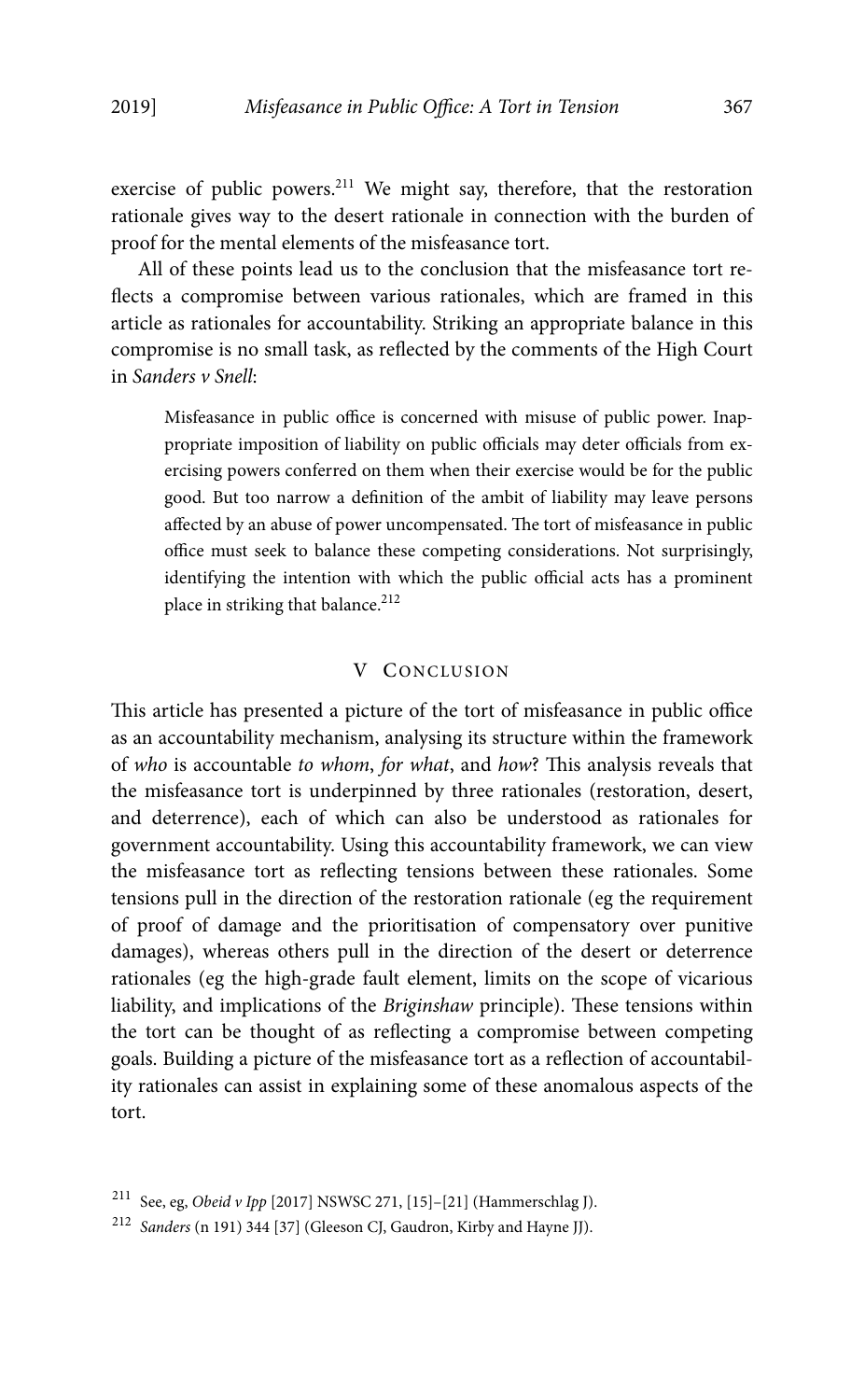exercise of public powers.[211] We might say, therefore, that the restoration rationale gives way to the desert rationale in connection with the burden of proof for the mental elements of the misfeasance tort.

All of these points lead us to the conclusion that the misfeasance tort reflects a compromise between various rationales, which are framed in this article as rationales for accountability. Striking an appropriate balance in this compromise is no small task, as reflected by the comments of the High Court in *Sanders v Snell*:

> Misfeasance in public office is concerned with misuse of public power. Inappropriate imposition of liability on public officials may deter officials from exercising powers conferred on them when their exercise would be for the public good. But too narrow a definition of the ambit of liability may leave persons affected by an abuse of power uncompensated. The tort of misfeasance in public office must seek to balance these competing considerations. Not surprisingly, identifying the intention with which the public official acts has a prominent place in striking that balance.[212]

## V CONCLUSION

This article has presented a picture of the tort of misfeasance in public office as an accountability mechanism, analysing its structure within the framework of *who* is accountable *to whom*, *for what*, and *how*? This analysis reveals that the misfeasance tort is underpinned by three rationales (restoration, desert, and deterrence), each of which can also be understood as rationales for government accountability. Using this accountability framework, we can view the misfeasance tort as reflecting tensions between these rationales. Some tensions pull in the direction of the restoration rationale (eg the requirement of proof of damage and the prioritisation of compensatory over punitive damages), whereas others pull in the direction of the desert or deterrence rationales (eg the high-grade fault element, limits on the scope of vicarious liability, and implications of the *Briginshaw* principle). These tensions within the tort can be thought of as reflecting a compromise between competing goals. Building a picture of the misfeasance tort as a reflection of accountability rationales can assist in explaining some of these anomalous aspects of the tort.

---

[211] See, eg, *Obeid v Ipp* [2017] NSWSC 271, [15]–[21] (Hammerschlag J).

[212] *Sanders* (n 191) 344 [37] (Gleeson CJ, Gaudron, Kirby and Hayne JJ).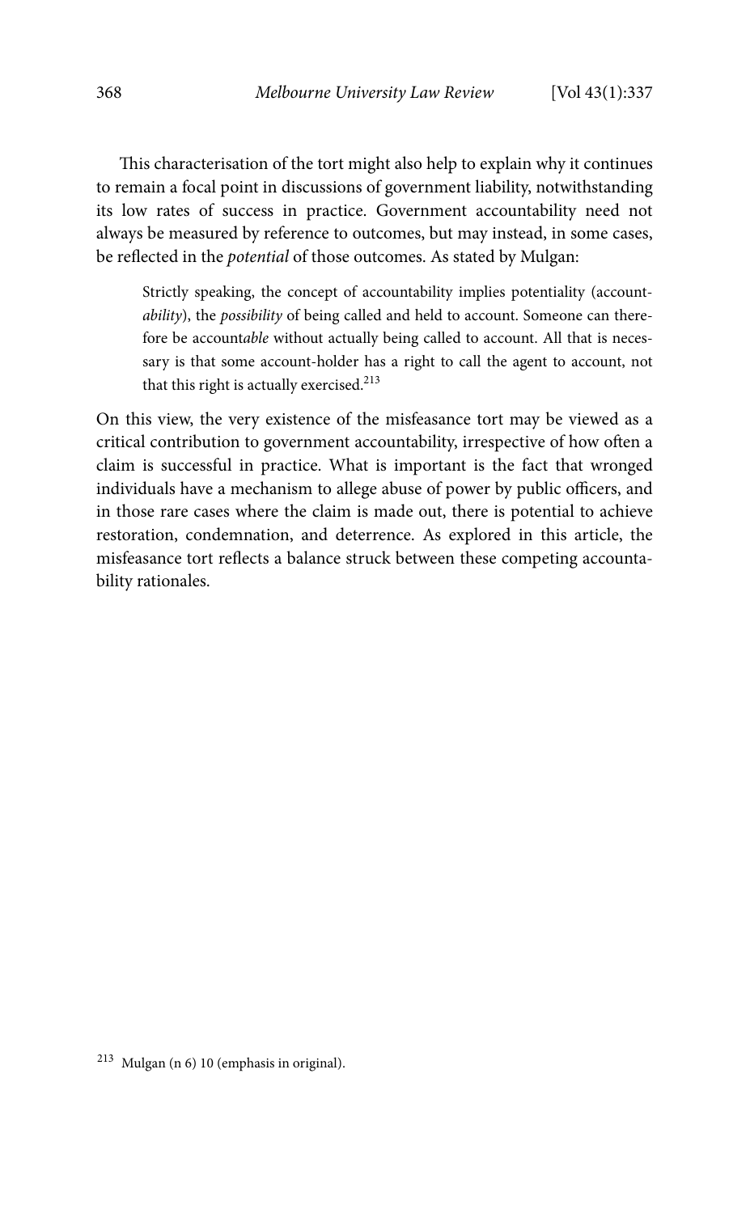This characterisation of the tort might also help to explain why it continues to remain a focal point in discussions of government liability, notwithstanding its low rates of success in practice. Government accountability need not always be measured by reference to outcomes, but may instead, in some cases, be reflected in the *potential* of those outcomes. As stated by Mulgan:

> Strictly speaking, the concept of accountability implies potentiality (account-*ability*), the *possibility* of being called and held to account. Someone can therefore be account*able* without actually being called to account. All that is necessary is that some account-holder has a right to call the agent to account, not that this right is actually exercised.[213]

On this view, the very existence of the misfeasance tort may be viewed as a critical contribution to government accountability, irrespective of how often a claim is successful in practice. What is important is the fact that wronged individuals have a mechanism to allege abuse of power by public officers, and in those rare cases where the claim is made out, there is potential to achieve restoration, condemnation, and deterrence. As explored in this article, the misfeasance tort reflects a balance struck between these competing accountability rationales.

[213] Mulgan (n 6) 10 (emphasis in original).